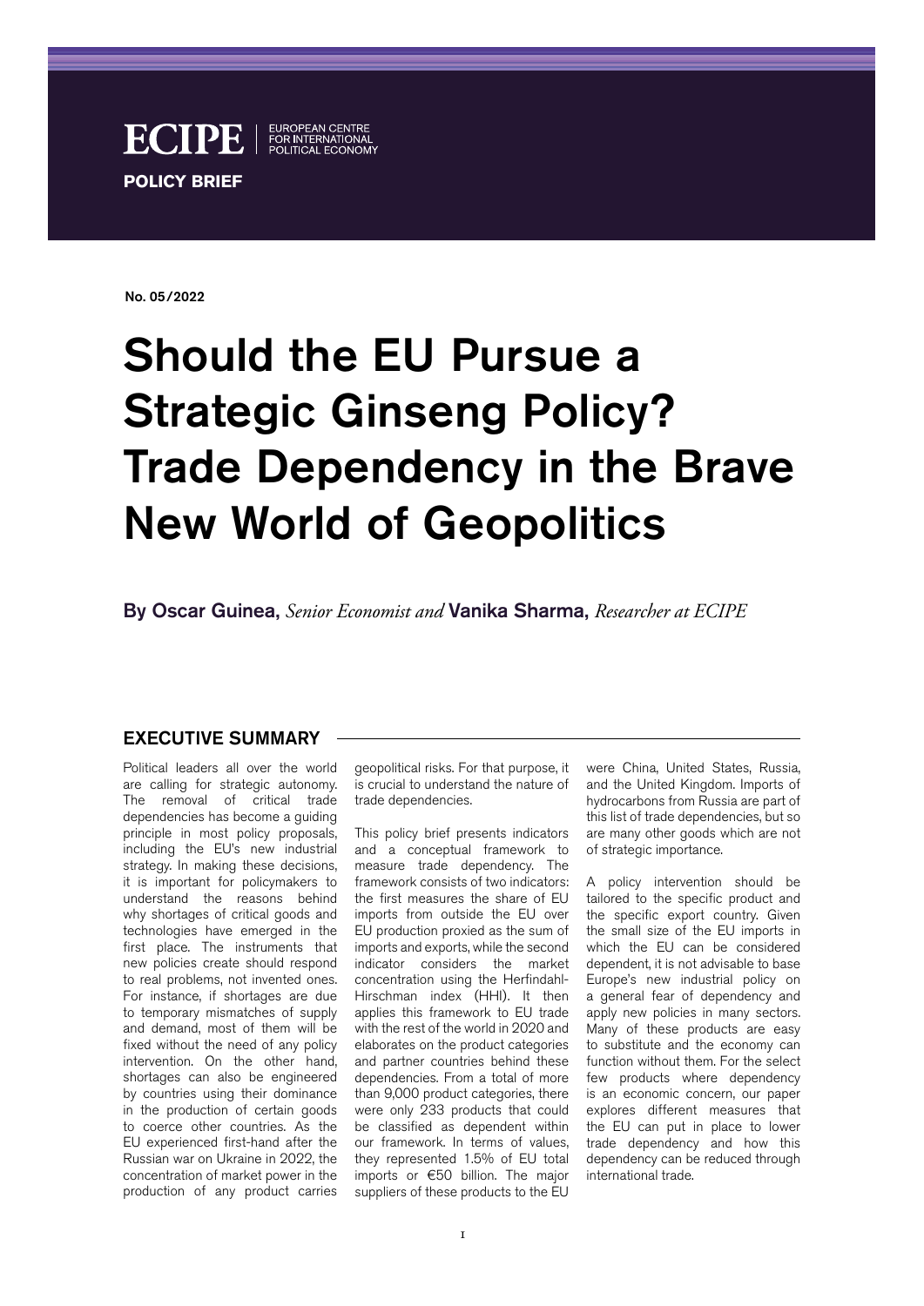ECIPE | EUROPEAN CENTRE FOR INTERNATIONAL POLITICAL ECONOMY

**POLICY BRIEF**

No. 05/2022

# Should the EU Pursue a Strategic Ginseng Policy? Trade Dependency in the Brave New World of Geopolitics

**By Oscar Guinea,** *Senior Economist and* **Vanika Sharma,** *Researcher at ECIPE*

## EXECUTIVE SUMMARY

Political leaders all over the world are calling for strategic autonomy. The removal of critical trade dependencies has become a guiding principle in most policy proposals, including the EU's new industrial strategy. In making these decisions, it is important for policymakers to understand the reasons behind why shortages of critical goods and technologies have emerged in the first place. The instruments that new policies create should respond to real problems, not invented ones. For instance, if shortages are due to temporary mismatches of supply and demand, most of them will be fixed without the need of any policy intervention. On the other hand, shortages can also be engineered by countries using their dominance in the production of certain goods to coerce other countries. As the EU experienced first-hand after the Russian war on Ukraine in 2022, the concentration of market power in the production of any product carries geopolitical risks. For that purpose, it is crucial to understand the nature of trade dependencies.

This policy brief presents indicators and a conceptual framework to measure trade dependency. The framework consists of two indicators: the first measures the share of EU imports from outside the EU over EU production proxied as the sum of imports and exports, while the second indicator considers the market concentration using the Herfindahl-Hirschman index (HHI). It then applies this framework to EU trade with the rest of the world in 2020 and elaborates on the product categories and partner countries behind these dependencies. From a total of more than 9,000 product categories, there were only 233 products that could be classified as dependent within our framework. In terms of values, they represented 1.5% of EU total imports or €50 billion. The major suppliers of these products to the EU were China, United States, Russia, and the United Kingdom. Imports of hydrocarbons from Russia are part of this list of trade dependencies, but so are many other goods which are not of strategic importance.

A policy intervention should be tailored to the specific product and the specific export country. Given the small size of the EU imports in which the EU can be considered dependent, it is not advisable to base Europe's new industrial policy on a general fear of dependency and apply new policies in many sectors. Many of these products are easy to substitute and the economy can function without them. For the select few products where dependency is an economic concern, our paper explores different measures that the EU can put in place to lower trade dependency and how this dependency can be reduced through international trade.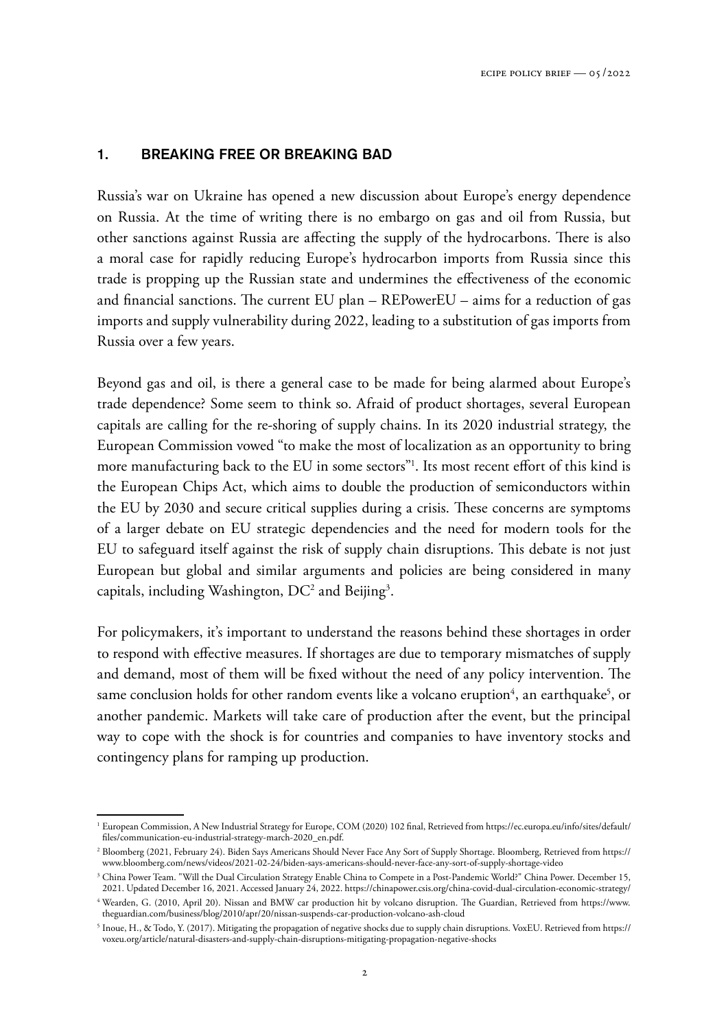## 1. BREAKING FREE OR BREAKING BAD

Russia's war on Ukraine has opened a new discussion about Europe's energy dependence on Russia. At the time of writing there is no embargo on gas and oil from Russia, but other sanctions against Russia are affecting the supply of the hydrocarbons. There is also a moral case for rapidly reducing Europe's hydrocarbon imports from Russia since this trade is propping up the Russian state and undermines the effectiveness of the economic and financial sanctions. The current EU plan – REPowerEU – aims for a reduction of gas imports and supply vulnerability during 2022, leading to a substitution of gas imports from Russia over a few years.

Beyond gas and oil, is there a general case to be made for being alarmed about Europe's trade dependence? Some seem to think so. Afraid of product shortages, several European capitals are calling for the re-shoring of supply chains. In its 2020 industrial strategy, the European Commission vowed "to make the most of localization as an opportunity to bring more manufacturing back to the EU in some sectors"[1]. Its most recent effort of this kind is the European Chips Act, which aims to double the production of semiconductors within the EU by 2030 and secure critical supplies during a crisis. These concerns are symptoms of a larger debate on EU strategic dependencies and the need for modern tools for the EU to safeguard itself against the risk of supply chain disruptions. This debate is not just European but global and similar arguments and policies are being considered in many capitals, including Washington, DC[2] and Beijing[3].

For policymakers, it's important to understand the reasons behind these shortages in order to respond with effective measures. If shortages are due to temporary mismatches of supply and demand, most of them will be fixed without the need of any policy intervention. The same conclusion holds for other random events like a volcano eruption[4], an earthquake[5], or another pandemic. Markets will take care of production after the event, but the principal way to cope with the shock is for countries and companies to have inventory stocks and contingency plans for ramping up production.

---

[1] European Commission, A New Industrial Strategy for Europe, COM (2020) 102 final, Retrieved from https://ec.europa.eu/info/sites/default/files/communication-eu-industrial-strategy-march-2020_en.pdf.

[2] Bloomberg (2021, February 24). Biden Says Americans Should Never Face Any Sort of Supply Shortage. Bloomberg, Retrieved from https://www.bloomberg.com/news/videos/2021-02-24/biden-says-americans-should-never-face-any-sort-of-supply-shortage-video

[3] China Power Team. "Will the Dual Circulation Strategy Enable China to Compete in a Post-Pandemic World?" China Power. December 15, 2021. Updated December 16, 2021. Accessed January 24, 2022. https://chinapower.csis.org/china-covid-dual-circulation-economic-strategy/

[4] Wearden, G. (2010, April 20). Nissan and BMW car production hit by volcano disruption. The Guardian, Retrieved from https://www.theguardian.com/business/blog/2010/apr/20/nissan-suspends-car-production-volcano-ash-cloud

[5] Inoue, H., & Todo, Y. (2017). Mitigating the propagation of negative shocks due to supply chain disruptions. VoxEU. Retrieved from https://voxeu.org/article/natural-disasters-and-supply-chain-disruptions-mitigating-propagation-negative-shocks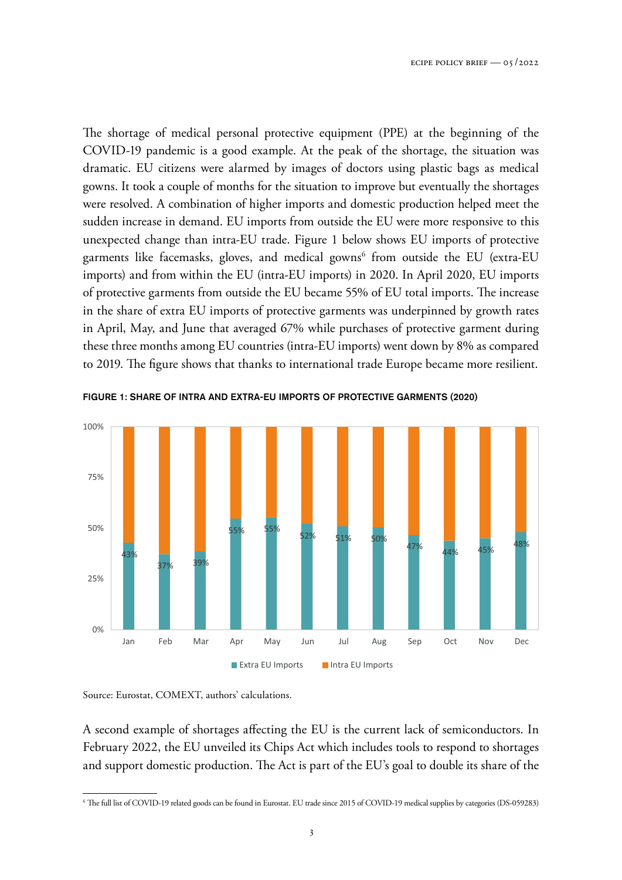The shortage of medical personal protective equipment (PPE) at the beginning of the COVID-19 pandemic is a good example. At the peak of the shortage, the situation was dramatic. EU citizens were alarmed by images of doctors using plastic bags as medical gowns. It took a couple of months for the situation to improve but eventually the shortages were resolved. A combination of higher imports and domestic production helped meet the sudden increase in demand. EU imports from outside the EU were more responsive to this unexpected change than intra-EU trade. Figure 1 below shows EU imports of protective garments like facemasks, gloves, and medical gowns[6] from outside the EU (extra-EU imports) and from within the EU (intra-EU imports) in 2020. In April 2020, EU imports of protective garments from outside the EU became 55% of EU total imports. The increase in the share of extra EU imports of protective garments was underpinned by growth rates in April, May, and June that averaged 67% while purchases of protective garment during these three months among EU countries (intra-EU imports) went down by 8% as compared to 2019. The figure shows that thanks to international trade Europe became more resilient.

**FIGURE 1: SHARE OF INTRA AND EXTRA-EU IMPORTS OF PROTECTIVE GARMENTS (2020)**

| Month | Extra EU Imports | Intra EU Imports |
|---|---|---|
| Jan | 43% | |
| Feb | 37% | |
| Mar | 39% | |
| Apr | 55% | |
| May | 55% | |
| Jun | 52% | |
| Jul | 51% | |
| Aug | 50% | |
| Sep | 47% | |
| Oct | 44% | |
| Nov | 45% | |
| Dec | 48% | |

Source: Eurostat, COMEXT, authors' calculations.

A second example of shortages affecting the EU is the current lack of semiconductors. In February 2022, the EU unveiled its Chips Act which includes tools to respond to shortages and support domestic production. The Act is part of the EU's goal to double its share of the

[6] The full list of COVID-19 related goods can be found in Eurostat. EU trade since 2015 of COVID-19 medical supplies by categories (DS-059283)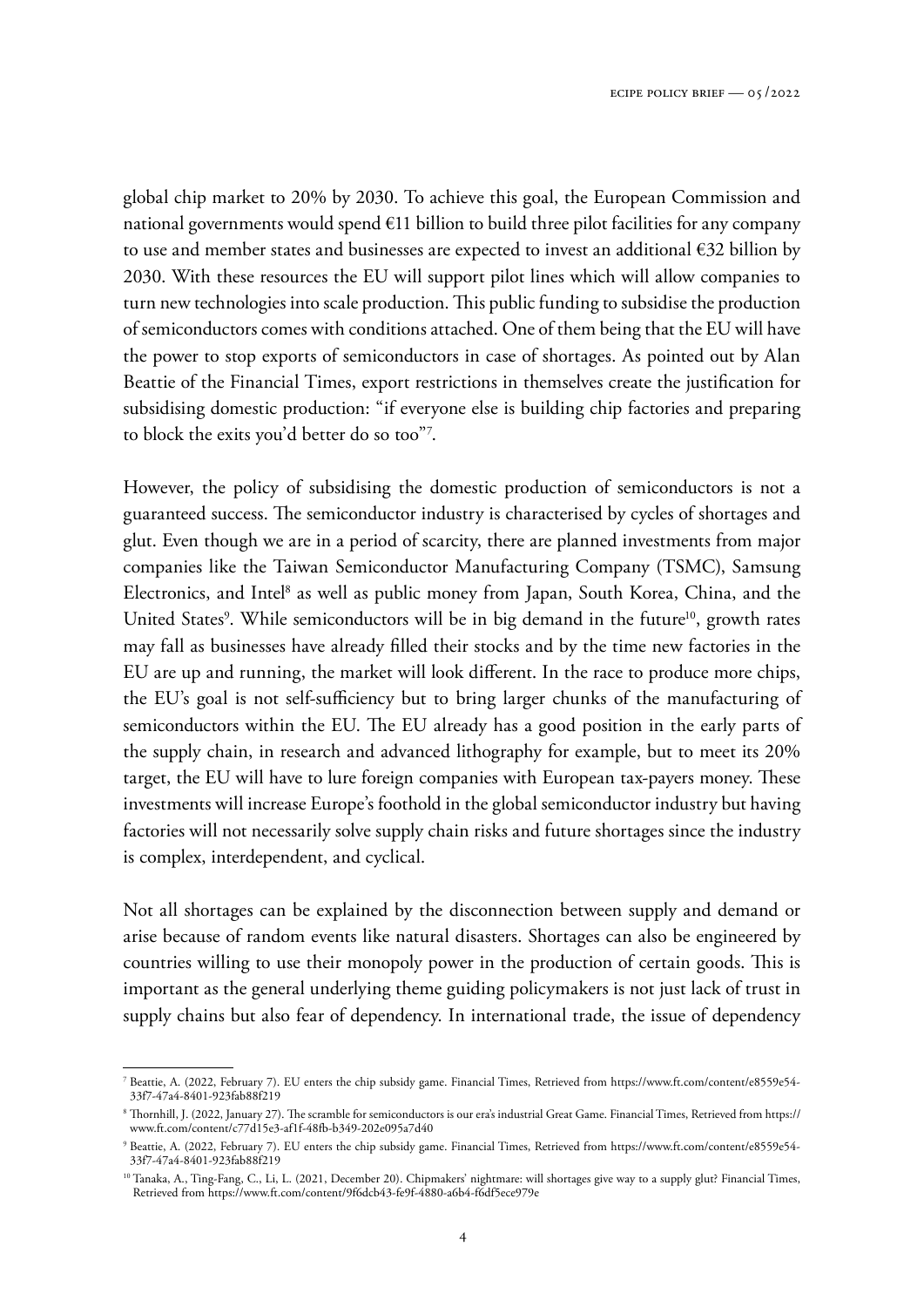global chip market to 20% by 2030. To achieve this goal, the European Commission and national governments would spend €11 billion to build three pilot facilities for any company to use and member states and businesses are expected to invest an additional €32 billion by 2030. With these resources the EU will support pilot lines which will allow companies to turn new technologies into scale production. This public funding to subsidise the production of semiconductors comes with conditions attached. One of them being that the EU will have the power to stop exports of semiconductors in case of shortages. As pointed out by Alan Beattie of the Financial Times, export restrictions in themselves create the justification for subsidising domestic production: "if everyone else is building chip factories and preparing to block the exits you'd better do so too"[7].

However, the policy of subsidising the domestic production of semiconductors is not a guaranteed success. The semiconductor industry is characterised by cycles of shortages and glut. Even though we are in a period of scarcity, there are planned investments from major companies like the Taiwan Semiconductor Manufacturing Company (TSMC), Samsung Electronics, and Intel[8] as well as public money from Japan, South Korea, China, and the United States[9]. While semiconductors will be in big demand in the future[10], growth rates may fall as businesses have already filled their stocks and by the time new factories in the EU are up and running, the market will look different. In the race to produce more chips, the EU's goal is not self-sufficiency but to bring larger chunks of the manufacturing of semiconductors within the EU. The EU already has a good position in the early parts of the supply chain, in research and advanced lithography for example, but to meet its 20% target, the EU will have to lure foreign companies with European tax-payers money. These investments will increase Europe's foothold in the global semiconductor industry but having factories will not necessarily solve supply chain risks and future shortages since the industry is complex, interdependent, and cyclical.

Not all shortages can be explained by the disconnection between supply and demand or arise because of random events like natural disasters. Shortages can also be engineered by countries willing to use their monopoly power in the production of certain goods. This is important as the general underlying theme guiding policymakers is not just lack of trust in supply chains but also fear of dependency. In international trade, the issue of dependency

---

[7] Beattie, A. (2022, February 7). EU enters the chip subsidy game. Financial Times, Retrieved from https://www.ft.com/content/e8559e54-33f7-47a4-8401-923fab88f219

[8] Thornhill, J. (2022, January 27). The scramble for semiconductors is our era's industrial Great Game. Financial Times, Retrieved from https://www.ft.com/content/c77d15e3-af1f-48fb-b349-202e095a7d40

[9] Beattie, A. (2022, February 7). EU enters the chip subsidy game. Financial Times, Retrieved from https://www.ft.com/content/e8559e54-33f7-47a4-8401-923fab88f219

[10] Tanaka, A., Ting-Fang, C., Li, L. (2021, December 20). Chipmakers' nightmare: will shortages give way to a supply glut? Financial Times, Retrieved from https://www.ft.com/content/9f6dcb43-fe9f-4880-a6b4-f6df5ece979e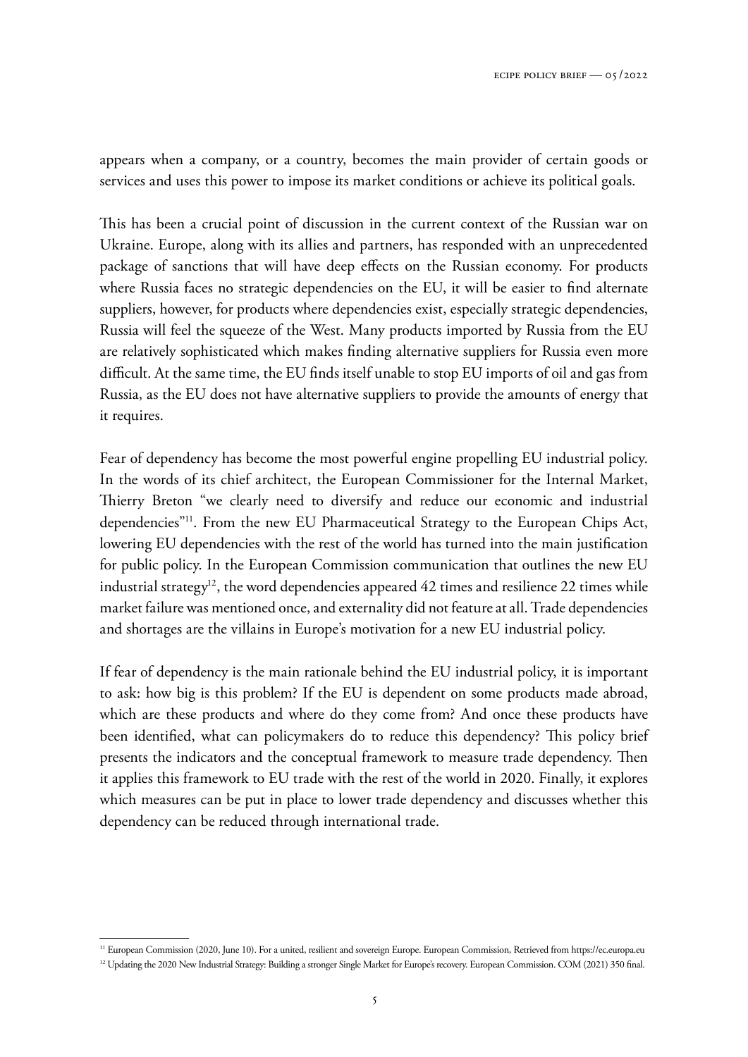appears when a company, or a country, becomes the main provider of certain goods or services and uses this power to impose its market conditions or achieve its political goals.

This has been a crucial point of discussion in the current context of the Russian war on Ukraine. Europe, along with its allies and partners, has responded with an unprecedented package of sanctions that will have deep effects on the Russian economy. For products where Russia faces no strategic dependencies on the EU, it will be easier to find alternate suppliers, however, for products where dependencies exist, especially strategic dependencies, Russia will feel the squeeze of the West. Many products imported by Russia from the EU are relatively sophisticated which makes finding alternative suppliers for Russia even more difficult. At the same time, the EU finds itself unable to stop EU imports of oil and gas from Russia, as the EU does not have alternative suppliers to provide the amounts of energy that it requires.

Fear of dependency has become the most powerful engine propelling EU industrial policy. In the words of its chief architect, the European Commissioner for the Internal Market, Thierry Breton "we clearly need to diversify and reduce our economic and industrial dependencies"[11]. From the new EU Pharmaceutical Strategy to the European Chips Act, lowering EU dependencies with the rest of the world has turned into the main justification for public policy. In the European Commission communication that outlines the new EU industrial strategy[12], the word dependencies appeared 42 times and resilience 22 times while market failure was mentioned once, and externality did not feature at all. Trade dependencies and shortages are the villains in Europe's motivation for a new EU industrial policy.

If fear of dependency is the main rationale behind the EU industrial policy, it is important to ask: how big is this problem? If the EU is dependent on some products made abroad, which are these products and where do they come from? And once these products have been identified, what can policymakers do to reduce this dependency? This policy brief presents the indicators and the conceptual framework to measure trade dependency. Then it applies this framework to EU trade with the rest of the world in 2020. Finally, it explores which measures can be put in place to lower trade dependency and discusses whether this dependency can be reduced through international trade.

---

[11] European Commission (2020, June 10). For a united, resilient and sovereign Europe. European Commission, Retrieved from https://ec.europa.eu

[12] Updating the 2020 New Industrial Strategy: Building a stronger Single Market for Europe's recovery. European Commission. COM (2021) 350 final.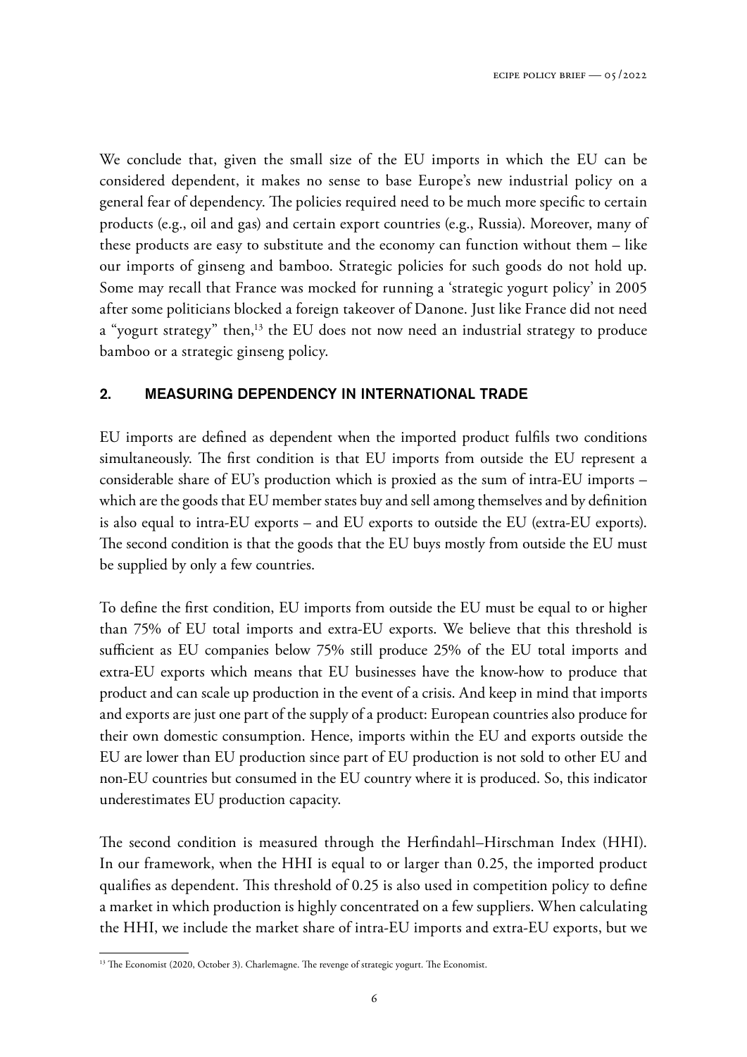We conclude that, given the small size of the EU imports in which the EU can be considered dependent, it makes no sense to base Europe's new industrial policy on a general fear of dependency. The policies required need to be much more specific to certain products (e.g., oil and gas) and certain export countries (e.g., Russia). Moreover, many of these products are easy to substitute and the economy can function without them – like our imports of ginseng and bamboo. Strategic policies for such goods do not hold up. Some may recall that France was mocked for running a 'strategic yogurt policy' in 2005 after some politicians blocked a foreign takeover of Danone. Just like France did not need a "yogurt strategy" then,[13] the EU does not now need an industrial strategy to produce bamboo or a strategic ginseng policy.

## 2. MEASURING DEPENDENCY IN INTERNATIONAL TRADE

EU imports are defined as dependent when the imported product fulfils two conditions simultaneously. The first condition is that EU imports from outside the EU represent a considerable share of EU's production which is proxied as the sum of intra-EU imports – which are the goods that EU member states buy and sell among themselves and by definition is also equal to intra-EU exports – and EU exports to outside the EU (extra-EU exports). The second condition is that the goods that the EU buys mostly from outside the EU must be supplied by only a few countries.

To define the first condition, EU imports from outside the EU must be equal to or higher than 75% of EU total imports and extra-EU exports. We believe that this threshold is sufficient as EU companies below 75% still produce 25% of the EU total imports and extra-EU exports which means that EU businesses have the know-how to produce that product and can scale up production in the event of a crisis. And keep in mind that imports and exports are just one part of the supply of a product: European countries also produce for their own domestic consumption. Hence, imports within the EU and exports outside the EU are lower than EU production since part of EU production is not sold to other EU and non-EU countries but consumed in the EU country where it is produced. So, this indicator underestimates EU production capacity.

The second condition is measured through the Herfindahl–Hirschman Index (HHI). In our framework, when the HHI is equal to or larger than 0.25, the imported product qualifies as dependent. This threshold of 0.25 is also used in competition policy to define a market in which production is highly concentrated on a few suppliers. When calculating the HHI, we include the market share of intra-EU imports and extra-EU exports, but we

[13] The Economist (2020, October 3). Charlemagne. The revenge of strategic yogurt. The Economist.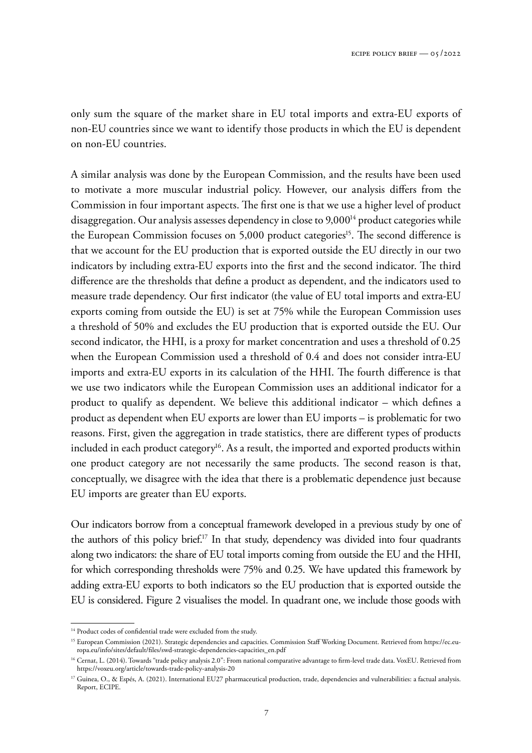only sum the square of the market share in EU total imports and extra-EU exports of non-EU countries since we want to identify those products in which the EU is dependent on non-EU countries.

A similar analysis was done by the European Commission, and the results have been used to motivate a more muscular industrial policy. However, our analysis differs from the Commission in four important aspects. The first one is that we use a higher level of product disaggregation. Our analysis assesses dependency in close to 9,000[14] product categories while the European Commission focuses on 5,000 product categories[15]. The second difference is that we account for the EU production that is exported outside the EU directly in our two indicators by including extra-EU exports into the first and the second indicator. The third difference are the thresholds that define a product as dependent, and the indicators used to measure trade dependency. Our first indicator (the value of EU total imports and extra-EU exports coming from outside the EU) is set at 75% while the European Commission uses a threshold of 50% and excludes the EU production that is exported outside the EU. Our second indicator, the HHI, is a proxy for market concentration and uses a threshold of 0.25 when the European Commission used a threshold of 0.4 and does not consider intra-EU imports and extra-EU exports in its calculation of the HHI. The fourth difference is that we use two indicators while the European Commission uses an additional indicator for a product to qualify as dependent. We believe this additional indicator – which defines a product as dependent when EU exports are lower than EU imports – is problematic for two reasons. First, given the aggregation in trade statistics, there are different types of products included in each product category[16]. As a result, the imported and exported products within one product category are not necessarily the same products. The second reason is that, conceptually, we disagree with the idea that there is a problematic dependence just because EU imports are greater than EU exports.

Our indicators borrow from a conceptual framework developed in a previous study by one of the authors of this policy brief.[17] In that study, dependency was divided into four quadrants along two indicators: the share of EU total imports coming from outside the EU and the HHI, for which corresponding thresholds were 75% and 0.25. We have updated this framework by adding extra-EU exports to both indicators so the EU production that is exported outside the EU is considered. Figure 2 visualises the model. In quadrant one, we include those goods with

---

[14] Product codes of confidential trade were excluded from the study.

[15] European Commission (2021). Strategic dependencies and capacities. Commission Staff Working Document. Retrieved from https://ec.europa.eu/info/sites/default/files/swd-strategic-dependencies-capacities_en.pdf

[16] Cernat, L. (2014). Towards "trade policy analysis 2.0": From national comparative advantage to firm-level trade data. VoxEU. Retrieved from https://voxeu.org/article/towards-trade-policy-analysis-20

[17] Guinea, O., & Espés, A. (2021). International EU27 pharmaceutical production, trade, dependencies and vulnerabilities: a factual analysis. Report, ECIPE.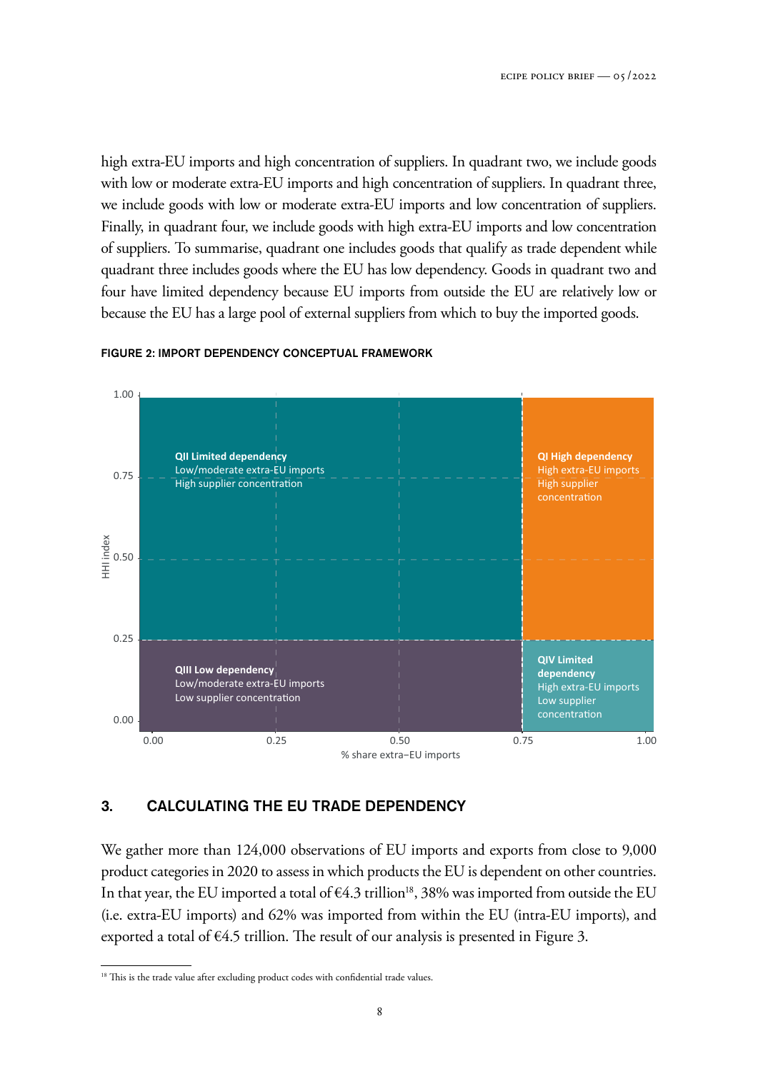high extra-EU imports and high concentration of suppliers. In quadrant two, we include goods with low or moderate extra-EU imports and high concentration of suppliers. In quadrant three, we include goods with low or moderate extra-EU imports and low concentration of suppliers. Finally, in quadrant four, we include goods with high extra-EU imports and low concentration of suppliers. To summarise, quadrant one includes goods that qualify as trade dependent while quadrant three includes goods where the EU has low dependency. Goods in quadrant two and four have limited dependency because EU imports from outside the EU are relatively low or because the EU has a large pool of external suppliers from which to buy the imported goods.

**FIGURE 2: IMPORT DEPENDENCY CONCEPTUAL FRAMEWORK**

| HHI index \ % share extra–EU imports | 0.00 – 0.75 | 0.75 – 1.00 |
|---|---|---|
| 0.25 – 1.00 | **QII Limited dependency** Low/moderate extra-EU imports High supplier concentration | **QI High dependency** High extra-EU imports High supplier concentration |
| 0.00 – 0.25 | **QIII Low dependency** Low/moderate extra-EU imports Low supplier concentration | **QIV Limited dependency** High extra-EU imports Low supplier concentration |

## 3. CALCULATING THE EU TRADE DEPENDENCY

We gather more than 124,000 observations of EU imports and exports from close to 9,000 product categories in 2020 to assess in which products the EU is dependent on other countries. In that year, the EU imported a total of €4.3 trillion[18], 38% was imported from outside the EU (i.e. extra-EU imports) and 62% was imported from within the EU (intra-EU imports), and exported a total of €4.5 trillion. The result of our analysis is presented in Figure 3.

[18] This is the trade value after excluding product codes with confidential trade values.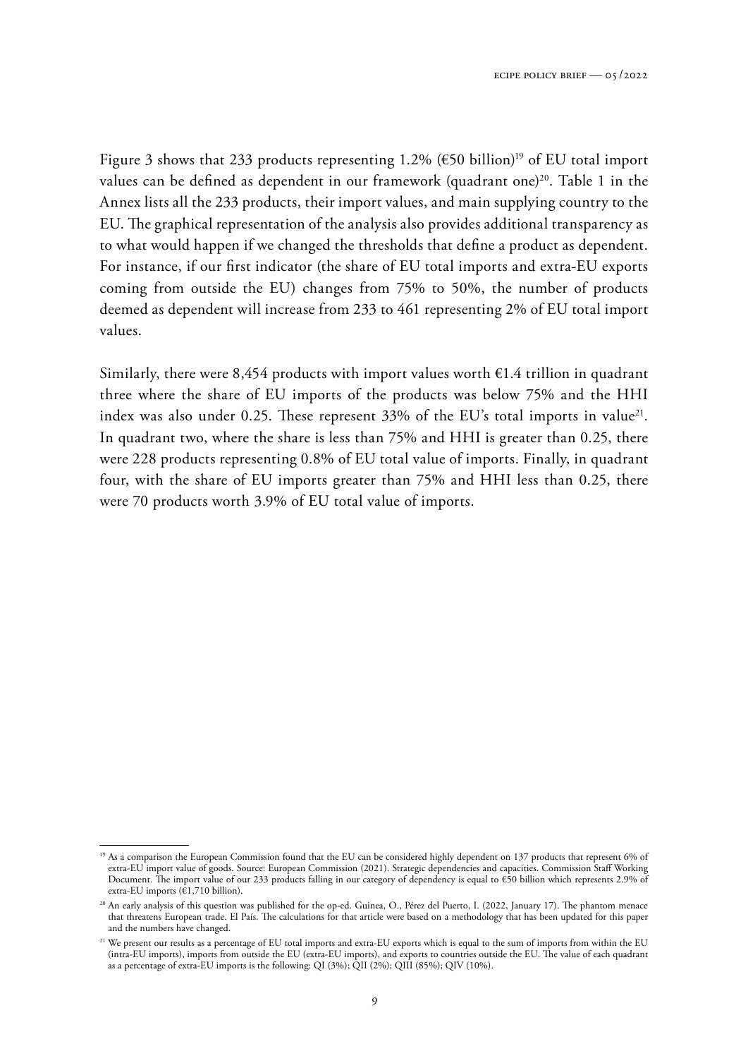Figure 3 shows that 233 products representing 1.2% (€50 billion)[19] of EU total import values can be defined as dependent in our framework (quadrant one)[20]. Table 1 in the Annex lists all the 233 products, their import values, and main supplying country to the EU. The graphical representation of the analysis also provides additional transparency as to what would happen if we changed the thresholds that define a product as dependent. For instance, if our first indicator (the share of EU total imports and extra-EU exports coming from outside the EU) changes from 75% to 50%, the number of products deemed as dependent will increase from 233 to 461 representing 2% of EU total import values.

Similarly, there were 8,454 products with import values worth €1.4 trillion in quadrant three where the share of EU imports of the products was below 75% and the HHI index was also under 0.25. These represent 33% of the EU's total imports in value[21]. In quadrant two, where the share is less than 75% and HHI is greater than 0.25, there were 228 products representing 0.8% of EU total value of imports. Finally, in quadrant four, with the share of EU imports greater than 75% and HHI less than 0.25, there were 70 products worth 3.9% of EU total value of imports.

---

[19] As a comparison the European Commission found that the EU can be considered highly dependent on 137 products that represent 6% of extra-EU import value of goods. Source: European Commission (2021). Strategic dependencies and capacities. Commission Staff Working Document. The import value of our 233 products falling in our category of dependency is equal to €50 billion which represents 2.9% of extra-EU imports (€1,710 billion).

[20] An early analysis of this question was published for the op-ed. Guinea, O., Pérez del Puerto, I. (2022, January 17). The phantom menace that threatens European trade. El País. The calculations for that article were based on a methodology that has been updated for this paper and the numbers have changed.

[21] We present our results as a percentage of EU total imports and extra-EU exports which is equal to the sum of imports from within the EU (intra-EU imports), imports from outside the EU (extra-EU imports), and exports to countries outside the EU. The value of each quadrant as a percentage of extra-EU imports is the following: QI (3%); QII (2%); QIII (85%); QIV (10%).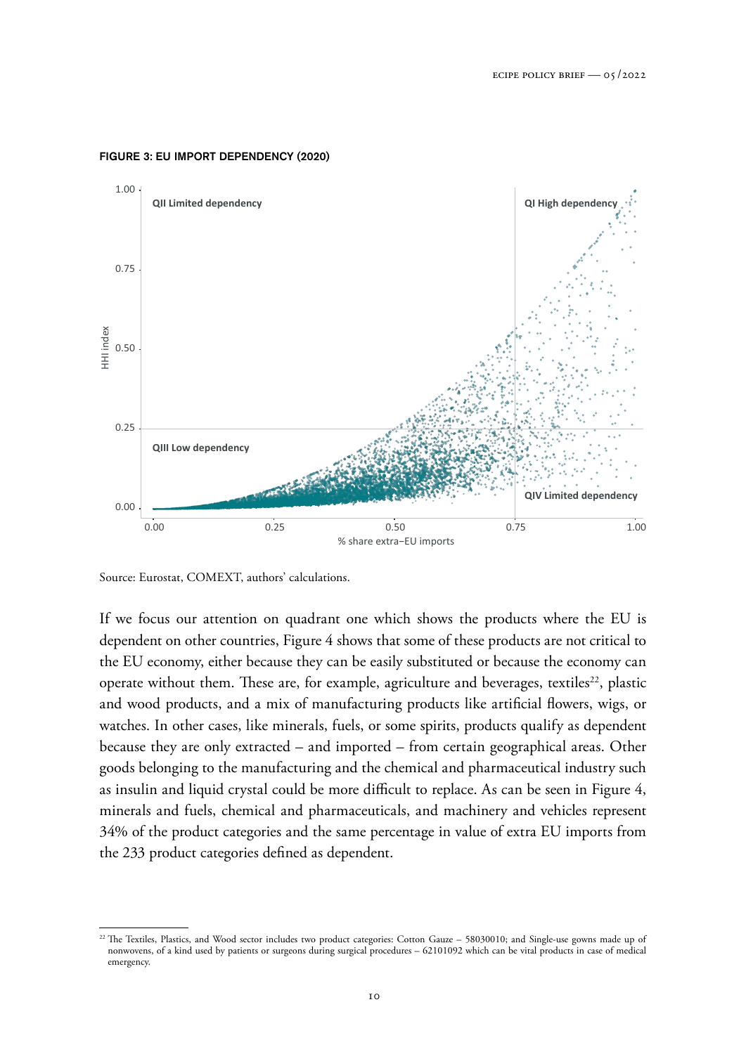**FIGURE 3: EU IMPORT DEPENDENCY (2020)**

Source: Eurostat, COMEXT, authors' calculations.

If we focus our attention on quadrant one which shows the products where the EU is dependent on other countries, Figure 4 shows that some of these products are not critical to the EU economy, either because they can be easily substituted or because the economy can operate without them. These are, for example, agriculture and beverages, textiles[22], plastic and wood products, and a mix of manufacturing products like artificial flowers, wigs, or watches. In other cases, like minerals, fuels, or some spirits, products qualify as dependent because they are only extracted – and imported – from certain geographical areas. Other goods belonging to the manufacturing and the chemical and pharmaceutical industry such as insulin and liquid crystal could be more difficult to replace. As can be seen in Figure 4, minerals and fuels, chemical and pharmaceuticals, and machinery and vehicles represent 34% of the product categories and the same percentage in value of extra EU imports from the 233 product categories defined as dependent.

[22] The Textiles, Plastics, and Wood sector includes two product categories: Cotton Gauze – 58030010; and Single-use gowns made up of nonwovens, of a kind used by patients or surgeons during surgical procedures – 62101092 which can be vital products in case of medical emergency.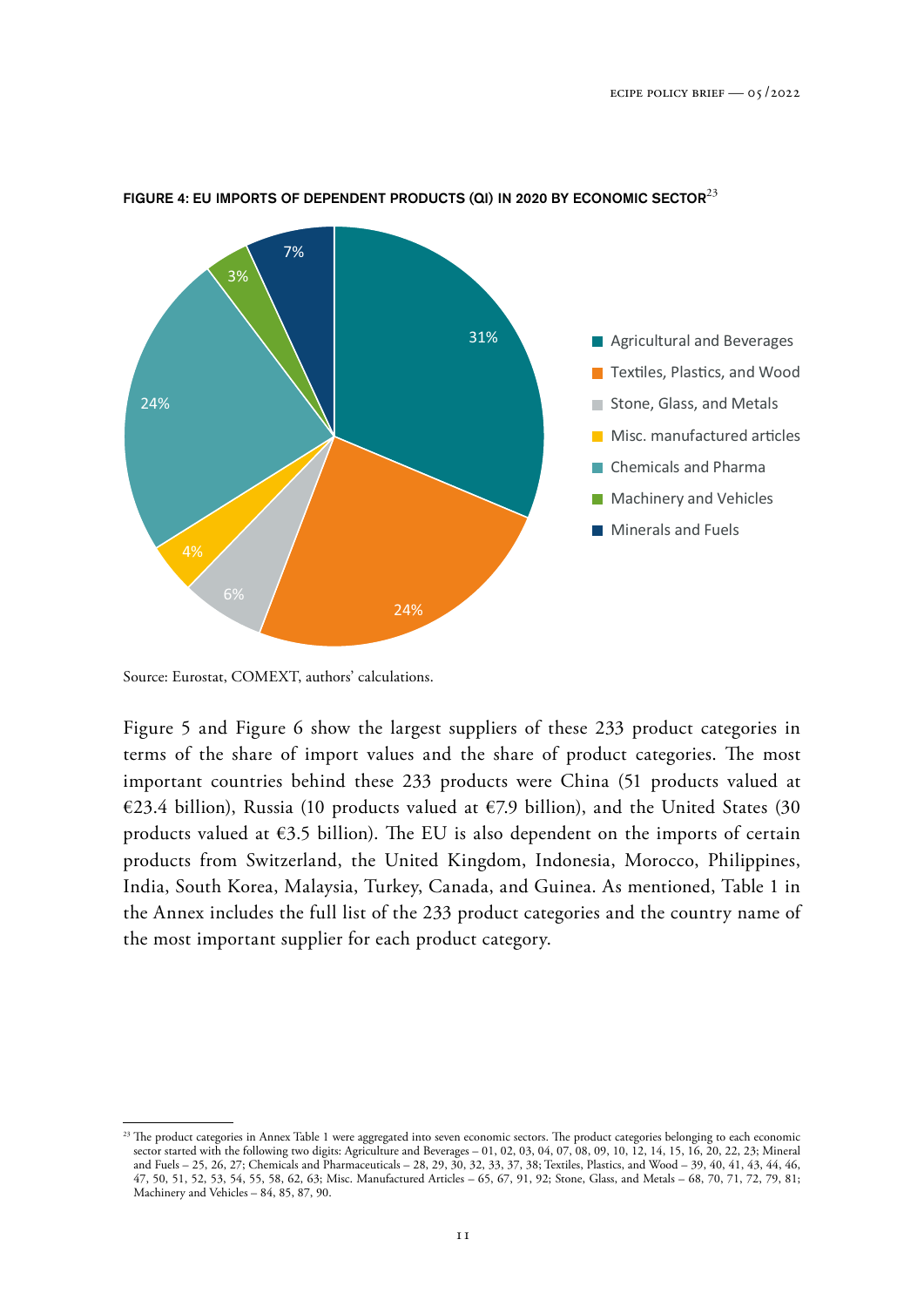**FIGURE 4: EU IMPORTS OF DEPENDENT PRODUCTS (QI) IN 2020 BY ECONOMIC SECTOR**[23]

| Economic sector | Share |
|---|---|
| Agricultural and Beverages | 31% |
| Textiles, Plastics, and Wood | 24% |
| Stone, Glass, and Metals | 6% |
| Misc. manufactured articles | 4% |
| Chemicals and Pharma | 24% |
| Machinery and Vehicles | 3% |
| Minerals and Fuels | 7% |

Source: Eurostat, COMEXT, authors' calculations.

Figure 5 and Figure 6 show the largest suppliers of these 233 product categories in terms of the share of import values and the share of product categories. The most important countries behind these 233 products were China (51 products valued at €23.4 billion), Russia (10 products valued at €7.9 billion), and the United States (30 products valued at €3.5 billion). The EU is also dependent on the imports of certain products from Switzerland, the United Kingdom, Indonesia, Morocco, Philippines, India, South Korea, Malaysia, Turkey, Canada, and Guinea. As mentioned, Table 1 in the Annex includes the full list of the 233 product categories and the country name of the most important supplier for each product category.

[23] The product categories in Annex Table 1 were aggregated into seven economic sectors. The product categories belonging to each economic sector started with the following two digits: Agriculture and Beverages – 01, 02, 03, 04, 07, 08, 09, 10, 12, 14, 15, 16, 20, 22, 23; Mineral and Fuels – 25, 26, 27; Chemicals and Pharmaceuticals – 28, 29, 30, 32, 33, 37, 38; Textiles, Plastics, and Wood – 39, 40, 41, 43, 44, 46, 47, 50, 51, 52, 53, 54, 55, 58, 62, 63; Misc. Manufactured Articles – 65, 67, 91, 92; Stone, Glass, and Metals – 68, 70, 71, 72, 79, 81; Machinery and Vehicles – 84, 85, 87, 90.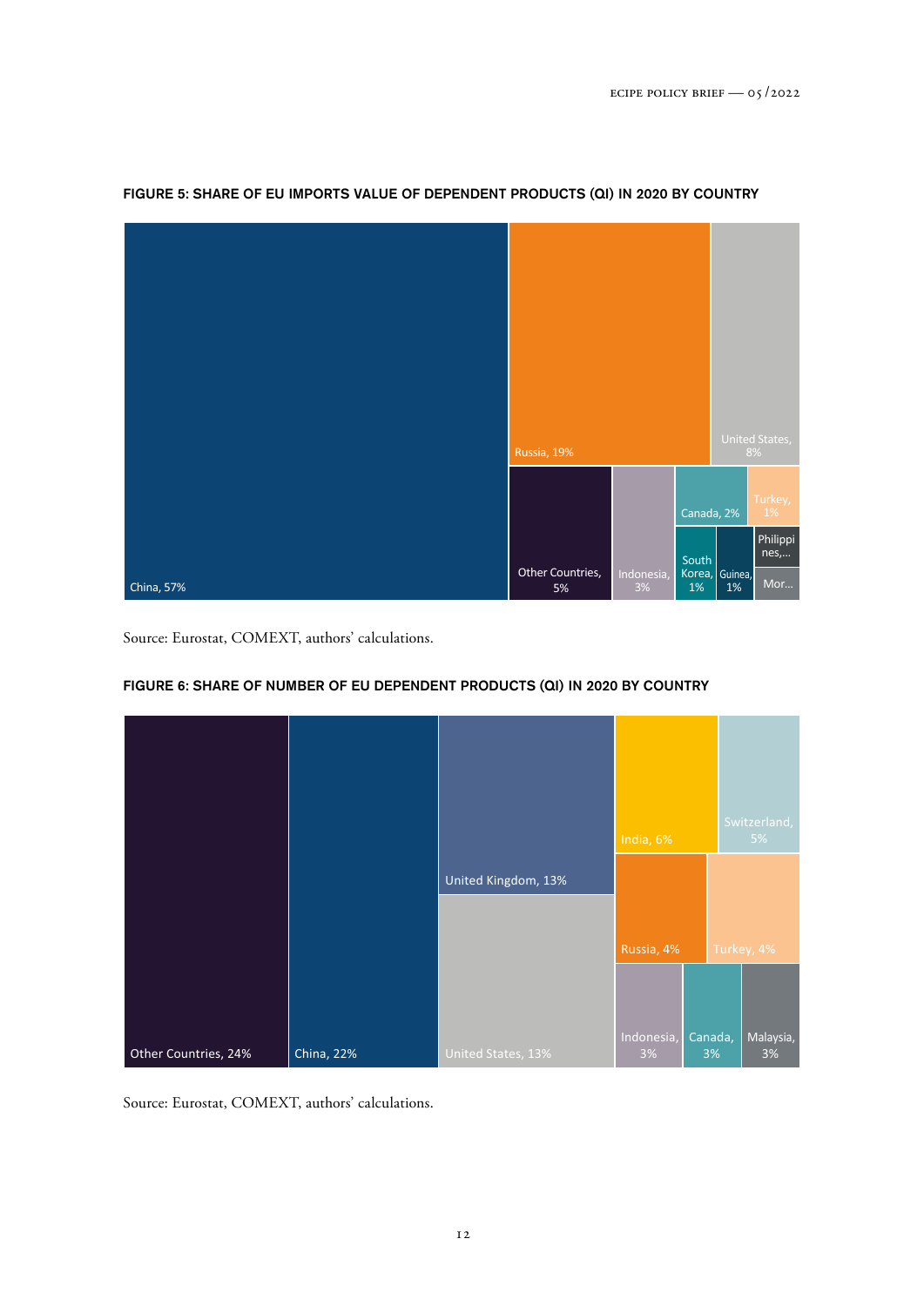**FIGURE 5: SHARE OF EU IMPORTS VALUE OF DEPENDENT PRODUCTS (QI) IN 2020 BY COUNTRY**

China, 57%
Russia, 19%
United States, 8%
Other Countries, 5%
Indonesia, 3%
Canada, 2%
Turkey, 1%
South Korea, 1%
Guinea, 1%
Philippines,...
Mor...

Source: Eurostat, COMEXT, authors' calculations.

**FIGURE 6: SHARE OF NUMBER OF EU DEPENDENT PRODUCTS (QI) IN 2020 BY COUNTRY**

Other Countries, 24%
China, 22%
United Kingdom, 13%
United States, 13%
India, 6%
Switzerland, 5%
Russia, 4%
Turkey, 4%
Indonesia, 3%
Canada, 3%
Malaysia, 3%

Source: Eurostat, COMEXT, authors' calculations.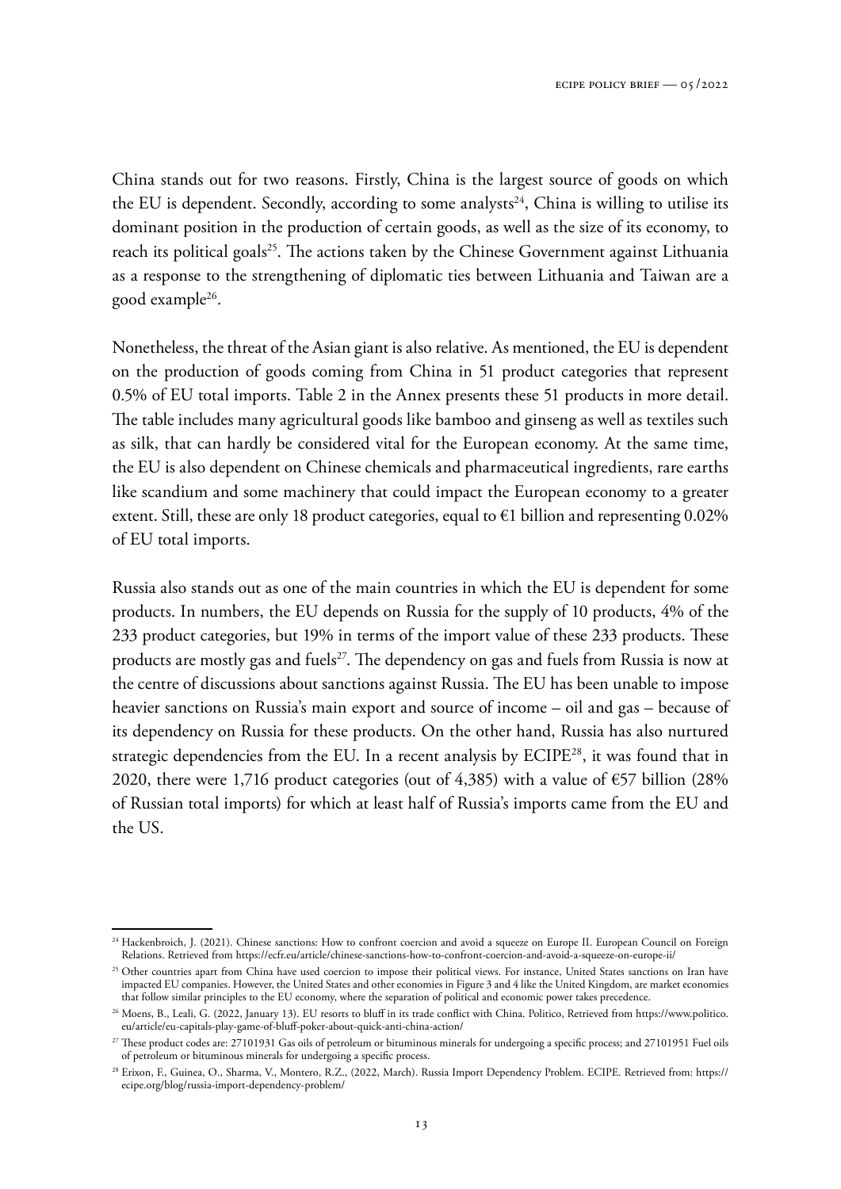China stands out for two reasons. Firstly, China is the largest source of goods on which the EU is dependent. Secondly, according to some analysts[24], China is willing to utilise its dominant position in the production of certain goods, as well as the size of its economy, to reach its political goals[25]. The actions taken by the Chinese Government against Lithuania as a response to the strengthening of diplomatic ties between Lithuania and Taiwan are a good example[26].

Nonetheless, the threat of the Asian giant is also relative. As mentioned, the EU is dependent on the production of goods coming from China in 51 product categories that represent 0.5% of EU total imports. Table 2 in the Annex presents these 51 products in more detail. The table includes many agricultural goods like bamboo and ginseng as well as textiles such as silk, that can hardly be considered vital for the European economy. At the same time, the EU is also dependent on Chinese chemicals and pharmaceutical ingredients, rare earths like scandium and some machinery that could impact the European economy to a greater extent. Still, these are only 18 product categories, equal to €1 billion and representing 0.02% of EU total imports.

Russia also stands out as one of the main countries in which the EU is dependent for some products. In numbers, the EU depends on Russia for the supply of 10 products, 4% of the 233 product categories, but 19% in terms of the import value of these 233 products. These products are mostly gas and fuels[27]. The dependency on gas and fuels from Russia is now at the centre of discussions about sanctions against Russia. The EU has been unable to impose heavier sanctions on Russia's main export and source of income – oil and gas – because of its dependency on Russia for these products. On the other hand, Russia has also nurtured strategic dependencies from the EU. In a recent analysis by ECIPE[28], it was found that in 2020, there were 1,716 product categories (out of 4,385) with a value of €57 billion (28% of Russian total imports) for which at least half of Russia's imports came from the EU and the US.

---

[24] Hackenbroich, J. (2021). Chinese sanctions: How to confront coercion and avoid a squeeze on Europe II. European Council on Foreign Relations. Retrieved from https://ecfr.eu/article/chinese-sanctions-how-to-confront-coercion-and-avoid-a-squeeze-on-europe-ii/

[25] Other countries apart from China have used coercion to impose their political views. For instance, United States sanctions on Iran have impacted EU companies. However, the United States and other economies in Figure 3 and 4 like the United Kingdom, are market economies that follow similar principles to the EU economy, where the separation of political and economic power takes precedence.

[26] Moens, B., Leali, G. (2022, January 13). EU resorts to bluff in its trade conflict with China. Politico, Retrieved from https://www.politico.eu/article/eu-capitals-play-game-of-bluff-poker-about-quick-anti-china-action/

[27] These product codes are: 27101931 Gas oils of petroleum or bituminous minerals for undergoing a specific process; and 27101951 Fuel oils of petroleum or bituminous minerals for undergoing a specific process.

[28] Erixon, F., Guinea, O., Sharma, V., Montero, R.Z., (2022, March). Russia Import Dependency Problem. ECIPE. Retrieved from: https://ecipe.org/blog/russia-import-dependency-problem/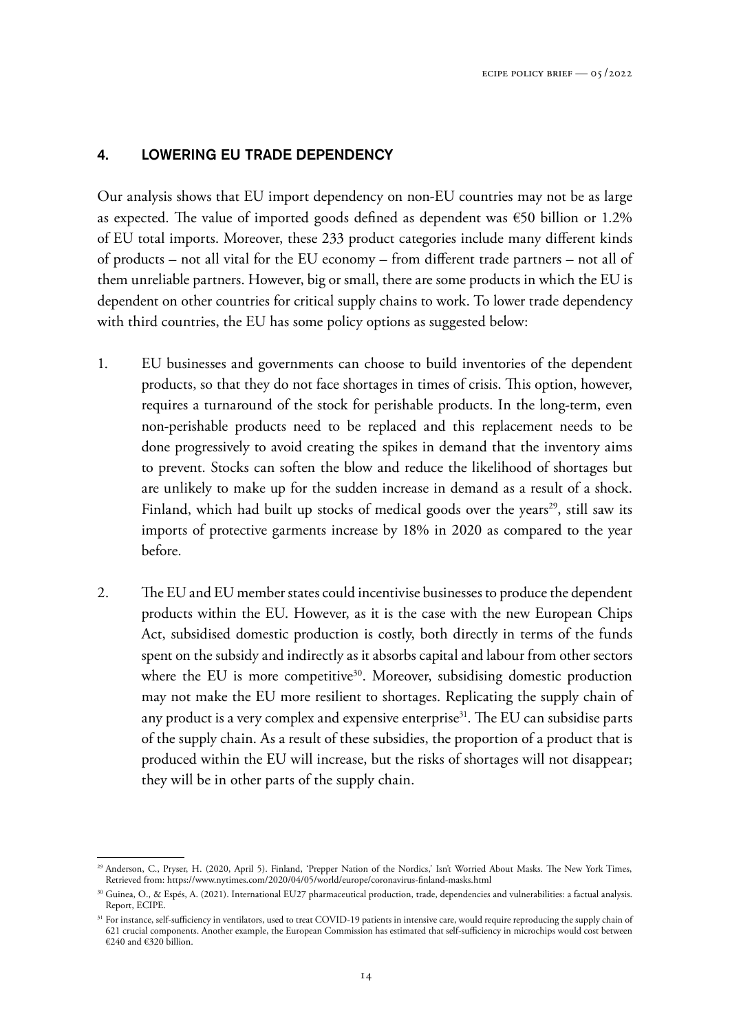## 4. LOWERING EU TRADE DEPENDENCY

Our analysis shows that EU import dependency on non-EU countries may not be as large as expected. The value of imported goods defined as dependent was €50 billion or 1.2% of EU total imports. Moreover, these 233 product categories include many different kinds of products – not all vital for the EU economy – from different trade partners – not all of them unreliable partners. However, big or small, there are some products in which the EU is dependent on other countries for critical supply chains to work. To lower trade dependency with third countries, the EU has some policy options as suggested below:

1. EU businesses and governments can choose to build inventories of the dependent products, so that they do not face shortages in times of crisis. This option, however, requires a turnaround of the stock for perishable products. In the long-term, even non-perishable products need to be replaced and this replacement needs to be done progressively to avoid creating the spikes in demand that the inventory aims to prevent. Stocks can soften the blow and reduce the likelihood of shortages but are unlikely to make up for the sudden increase in demand as a result of a shock. Finland, which had built up stocks of medical goods over the years[29], still saw its imports of protective garments increase by 18% in 2020 as compared to the year before.

2. The EU and EU member states could incentivise businesses to produce the dependent products within the EU. However, as it is the case with the new European Chips Act, subsidised domestic production is costly, both directly in terms of the funds spent on the subsidy and indirectly as it absorbs capital and labour from other sectors where the EU is more competitive[30]. Moreover, subsidising domestic production may not make the EU more resilient to shortages. Replicating the supply chain of any product is a very complex and expensive enterprise[31]. The EU can subsidise parts of the supply chain. As a result of these subsidies, the proportion of a product that is produced within the EU will increase, but the risks of shortages will not disappear; they will be in other parts of the supply chain.

---

[29] Anderson, C., Pryser, H. (2020, April 5). Finland, 'Prepper Nation of the Nordics,' Isn't Worried About Masks. The New York Times, Retrieved from: https://www.nytimes.com/2020/04/05/world/europe/coronavirus-finland-masks.html

[30] Guinea, O., & Espés, A. (2021). International EU27 pharmaceutical production, trade, dependencies and vulnerabilities: a factual analysis. Report, ECIPE.

[31] For instance, self-sufficiency in ventilators, used to treat COVID-19 patients in intensive care, would require reproducing the supply chain of 621 crucial components. Another example, the European Commission has estimated that self-sufficiency in microchips would cost between €240 and €320 billion.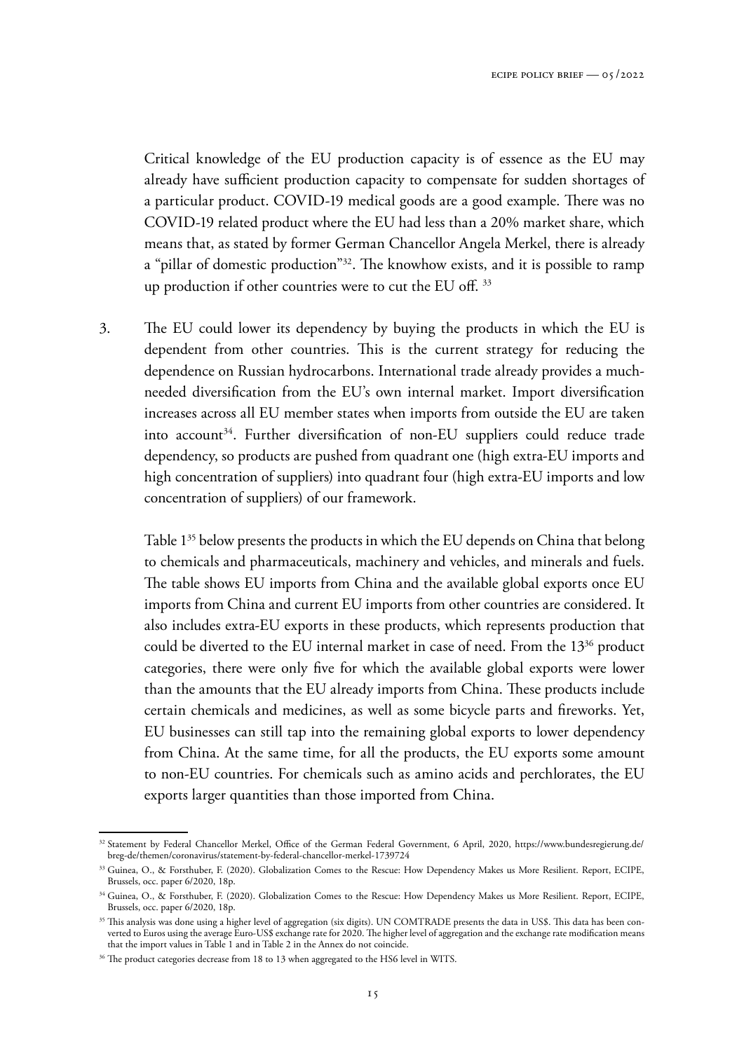Critical knowledge of the EU production capacity is of essence as the EU may already have sufficient production capacity to compensate for sudden shortages of a particular product. COVID-19 medical goods are a good example. There was no COVID-19 related product where the EU had less than a 20% market share, which means that, as stated by former German Chancellor Angela Merkel, there is already a "pillar of domestic production"[32]. The knowhow exists, and it is possible to ramp up production if other countries were to cut the EU off. [33]

3. The EU could lower its dependency by buying the products in which the EU is dependent from other countries. This is the current strategy for reducing the dependence on Russian hydrocarbons. International trade already provides a much-needed diversification from the EU's own internal market. Import diversification increases across all EU member states when imports from outside the EU are taken into account[34]. Further diversification of non-EU suppliers could reduce trade dependency, so products are pushed from quadrant one (high extra-EU imports and high concentration of suppliers) into quadrant four (high extra-EU imports and low concentration of suppliers) of our framework.

   Table 1[35] below presents the products in which the EU depends on China that belong to chemicals and pharmaceuticals, machinery and vehicles, and minerals and fuels. The table shows EU imports from China and the available global exports once EU imports from China and current EU imports from other countries are considered. It also includes extra-EU exports in these products, which represents production that could be diverted to the EU internal market in case of need. From the 13[36] product categories, there were only five for which the available global exports were lower than the amounts that the EU already imports from China. These products include certain chemicals and medicines, as well as some bicycle parts and fireworks. Yet, EU businesses can still tap into the remaining global exports to lower dependency from China. At the same time, for all the products, the EU exports some amount to non-EU countries. For chemicals such as amino acids and perchlorates, the EU exports larger quantities than those imported from China.

---

[32] Statement by Federal Chancellor Merkel, Office of the German Federal Government, 6 April, 2020, https://www.bundesregierung.de/breg-de/themen/coronavirus/statement-by-federal-chancellor-merkel-1739724

[33] Guinea, O., & Forsthuber, F. (2020). Globalization Comes to the Rescue: How Dependency Makes us More Resilient. Report, ECIPE, Brussels, occ. paper 6/2020, 18p.

[34] Guinea, O., & Forsthuber, F. (2020). Globalization Comes to the Rescue: How Dependency Makes us More Resilient. Report, ECIPE, Brussels, occ. paper 6/2020, 18p.

[35] This analysis was done using a higher level of aggregation (six digits). UN COMTRADE presents the data in US$. This data has been converted to Euros using the average Euro-US$ exchange rate for 2020. The higher level of aggregation and the exchange rate modification means that the import values in Table 1 and in Table 2 in the Annex do not coincide.

[36] The product categories decrease from 18 to 13 when aggregated to the HS6 level in WITS.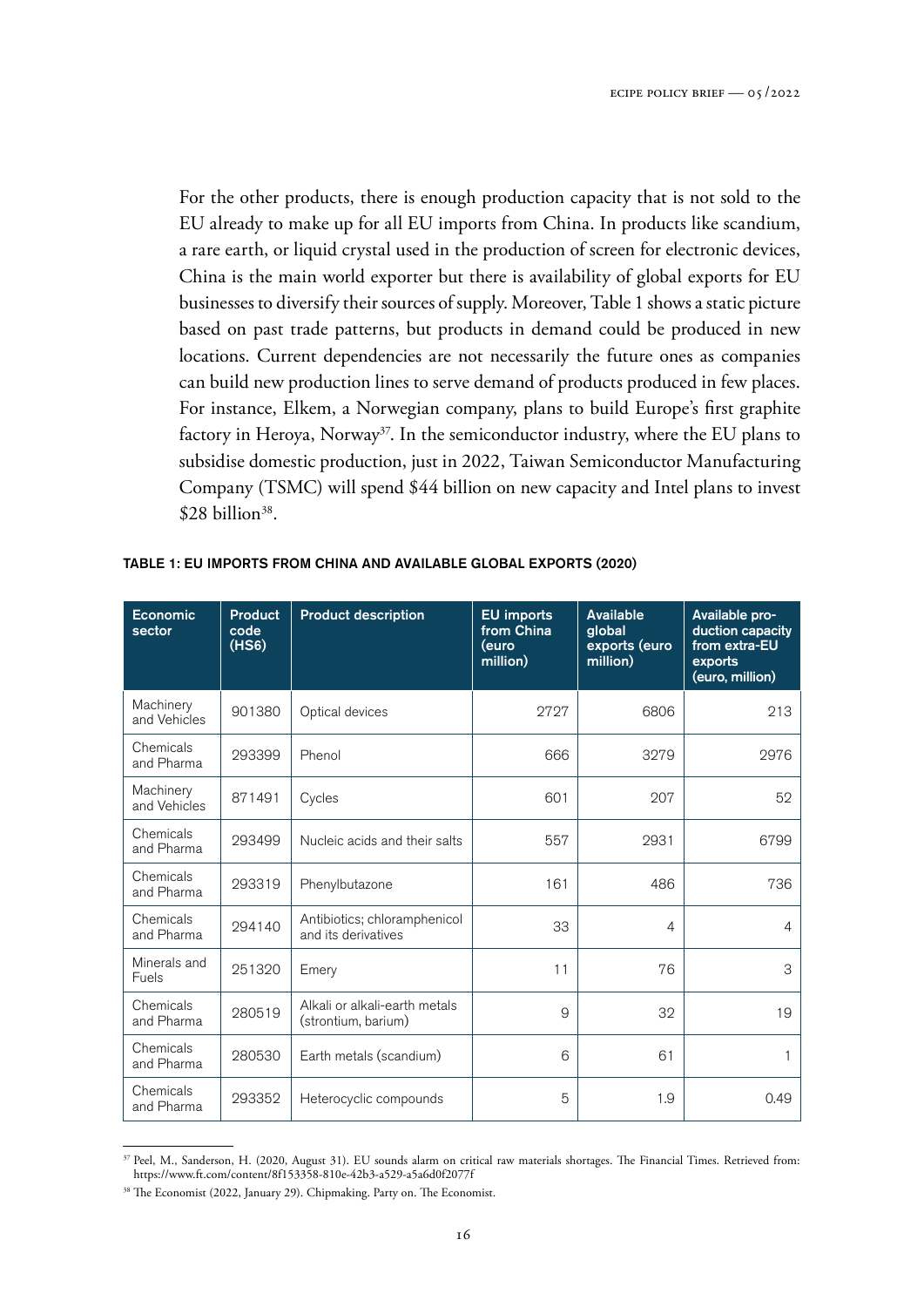For the other products, there is enough production capacity that is not sold to the EU already to make up for all EU imports from China. In products like scandium, a rare earth, or liquid crystal used in the production of screen for electronic devices, China is the main world exporter but there is availability of global exports for EU businesses to diversify their sources of supply. Moreover, Table 1 shows a static picture based on past trade patterns, but products in demand could be produced in new locations. Current dependencies are not necessarily the future ones as companies can build new production lines to serve demand of products produced in few places. For instance, Elkem, a Norwegian company, plans to build Europe's first graphite factory in Heroya, Norway[37]. In the semiconductor industry, where the EU plans to subsidise domestic production, just in 2022, Taiwan Semiconductor Manufacturing Company (TSMC) will spend $44 billion on new capacity and Intel plans to invest $28 billion[38].

**TABLE 1: EU IMPORTS FROM CHINA AND AVAILABLE GLOBAL EXPORTS (2020)**

| Economic sector | Product code (HS6) | Product description | EU imports from China (euro million) | Available global exports (euro million) | Available production capacity from extra-EU exports (euro, million) |
|---|---|---|---|---|---|
| Machinery and Vehicles | 901380 | Optical devices | 2727 | 6806 | 213 |
| Chemicals and Pharma | 293399 | Phenol | 666 | 3279 | 2976 |
| Machinery and Vehicles | 871491 | Cycles | 601 | 207 | 52 |
| Chemicals and Pharma | 293499 | Nucleic acids and their salts | 557 | 2931 | 6799 |
| Chemicals and Pharma | 293319 | Phenylbutazone | 161 | 486 | 736 |
| Chemicals and Pharma | 294140 | Antibiotics; chloramphenicol and its derivatives | 33 | 4 | 4 |
| Minerals and Fuels | 251320 | Emery | 11 | 76 | 3 |
| Chemicals and Pharma | 280519 | Alkali or alkali-earth metals (strontium, barium) | 9 | 32 | 19 |
| Chemicals and Pharma | 280530 | Earth metals (scandium) | 6 | 61 | 1 |
| Chemicals and Pharma | 293352 | Heterocyclic compounds | 5 | 1.9 | 0.49 |

[37] Peel, M., Sanderson, H. (2020, August 31). EU sounds alarm on critical raw materials shortages. The Financial Times. Retrieved from: https://www.ft.com/content/8f153358-810e-42b3-a529-a5a6d0f2077f

[38] The Economist (2022, January 29). Chipmaking. Party on. The Economist.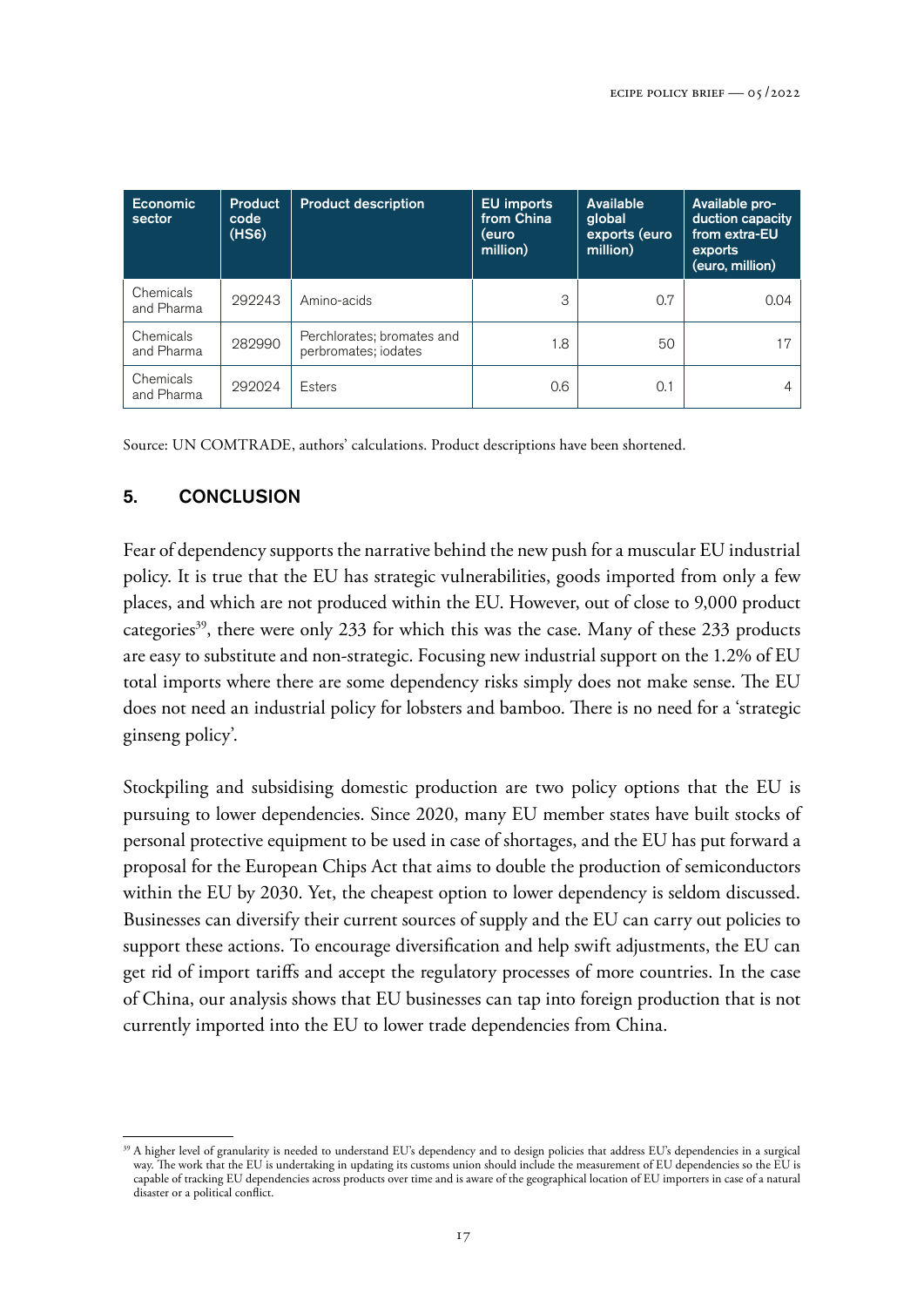| Economic sector | Product code (HS6) | Product description | EU imports from China (euro million) | Available global exports (euro million) | Available production capacity from extra-EU exports (euro, million) |
|---|---|---|---|---|---|
| Chemicals and Pharma | 292243 | Amino-acids | 3 | 0.7 | 0.04 |
| Chemicals and Pharma | 282990 | Perchlorates; bromates and perbromates; iodates | 1.8 | 50 | 17 |
| Chemicals and Pharma | 292024 | Esters | 0.6 | 0.1 | 4 |

Source: UN COMTRADE, authors' calculations. Product descriptions have been shortened.

## 5. CONCLUSION

Fear of dependency supports the narrative behind the new push for a muscular EU industrial policy. It is true that the EU has strategic vulnerabilities, goods imported from only a few places, and which are not produced within the EU. However, out of close to 9,000 product categories[39], there were only 233 for which this was the case. Many of these 233 products are easy to substitute and non-strategic. Focusing new industrial support on the 1.2% of EU total imports where there are some dependency risks simply does not make sense. The EU does not need an industrial policy for lobsters and bamboo. There is no need for a 'strategic ginseng policy'.

Stockpiling and subsidising domestic production are two policy options that the EU is pursuing to lower dependencies. Since 2020, many EU member states have built stocks of personal protective equipment to be used in case of shortages, and the EU has put forward a proposal for the European Chips Act that aims to double the production of semiconductors within the EU by 2030. Yet, the cheapest option to lower dependency is seldom discussed. Businesses can diversify their current sources of supply and the EU can carry out policies to support these actions. To encourage diversification and help swift adjustments, the EU can get rid of import tariffs and accept the regulatory processes of more countries. In the case of China, our analysis shows that EU businesses can tap into foreign production that is not currently imported into the EU to lower trade dependencies from China.

[39] A higher level of granularity is needed to understand EU's dependency and to design policies that address EU's dependencies in a surgical way. The work that the EU is undertaking in updating its customs union should include the measurement of EU dependencies so the EU is capable of tracking EU dependencies across products over time and is aware of the geographical location of EU importers in case of a natural disaster or a political conflict.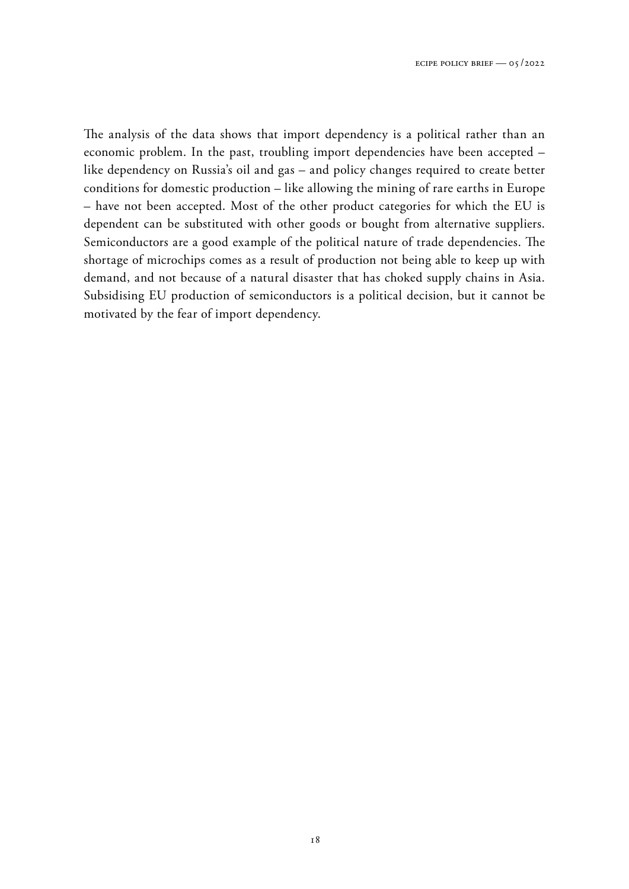The analysis of the data shows that import dependency is a political rather than an economic problem. In the past, troubling import dependencies have been accepted – like dependency on Russia's oil and gas – and policy changes required to create better conditions for domestic production – like allowing the mining of rare earths in Europe – have not been accepted. Most of the other product categories for which the EU is dependent can be substituted with other goods or bought from alternative suppliers. Semiconductors are a good example of the political nature of trade dependencies. The shortage of microchips comes as a result of production not being able to keep up with demand, and not because of a natural disaster that has choked supply chains in Asia. Subsidising EU production of semiconductors is a political decision, but it cannot be motivated by the fear of import dependency.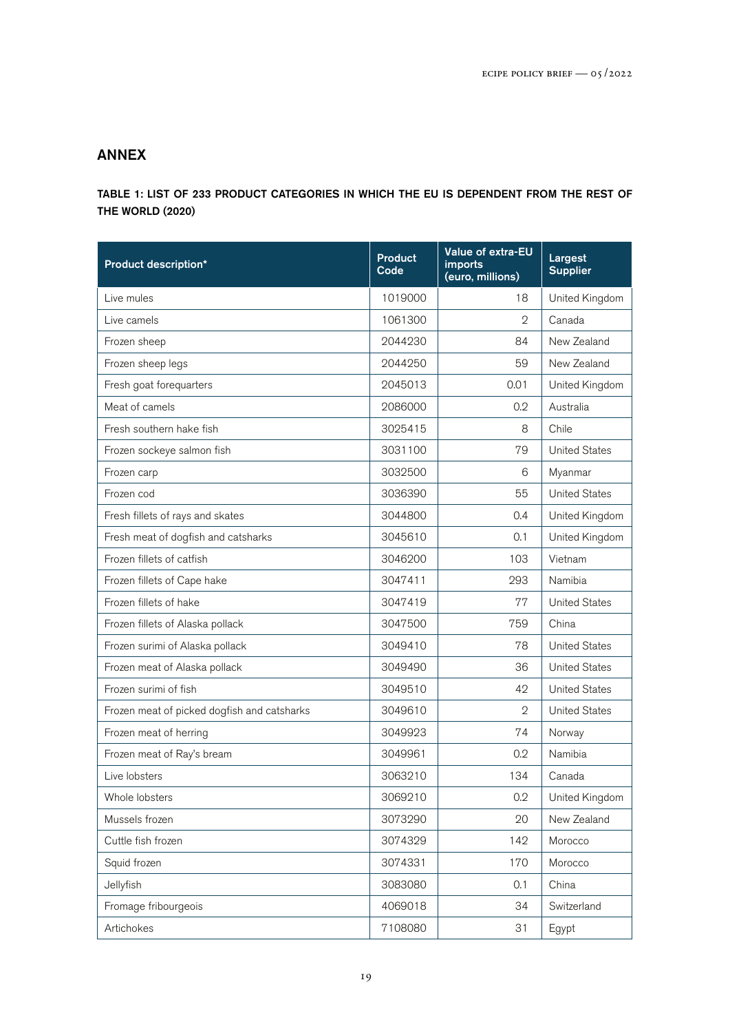## ANNEX

### TABLE 1: LIST OF 233 PRODUCT CATEGORIES IN WHICH THE EU IS DEPENDENT FROM THE REST OF THE WORLD (2020)

| Product description* | Product Code | Value of extra-EU imports (euro, millions) | Largest Supplier |
|---|---|---|---|
| Live mules | 1019000 | 18 | United Kingdom |
| Live camels | 1061300 | 2 | Canada |
| Frozen sheep | 2044230 | 84 | New Zealand |
| Frozen sheep legs | 2044250 | 59 | New Zealand |
| Fresh goat forequarters | 2045013 | 0.01 | United Kingdom |
| Meat of camels | 2086000 | 0.2 | Australia |
| Fresh southern hake fish | 3025415 | 8 | Chile |
| Frozen sockeye salmon fish | 3031100 | 79 | United States |
| Frozen carp | 3032500 | 6 | Myanmar |
| Frozen cod | 3036390 | 55 | United States |
| Fresh fillets of rays and skates | 3044800 | 0.4 | United Kingdom |
| Fresh meat of dogfish and catsharks | 3045610 | 0.1 | United Kingdom |
| Frozen fillets of catfish | 3046200 | 103 | Vietnam |
| Frozen fillets of Cape hake | 3047411 | 293 | Namibia |
| Frozen fillets of hake | 3047419 | 77 | United States |
| Frozen fillets of Alaska pollack | 3047500 | 759 | China |
| Frozen surimi of Alaska pollack | 3049410 | 78 | United States |
| Frozen meat of Alaska pollack | 3049490 | 36 | United States |
| Frozen surimi of fish | 3049510 | 42 | United States |
| Frozen meat of picked dogfish and catsharks | 3049610 | 2 | United States |
| Frozen meat of herring | 3049923 | 74 | Norway |
| Frozen meat of Ray's bream | 3049961 | 0.2 | Namibia |
| Live lobsters | 3063210 | 134 | Canada |
| Whole lobsters | 3069210 | 0.2 | United Kingdom |
| Mussels frozen | 3073290 | 20 | New Zealand |
| Cuttle fish frozen | 3074329 | 142 | Morocco |
| Squid frozen | 3074331 | 170 | Morocco |
| Jellyfish | 3083080 | 0.1 | China |
| Fromage fribourgeois | 4069018 | 34 | Switzerland |
| Artichokes | 7108080 | 31 | Egypt |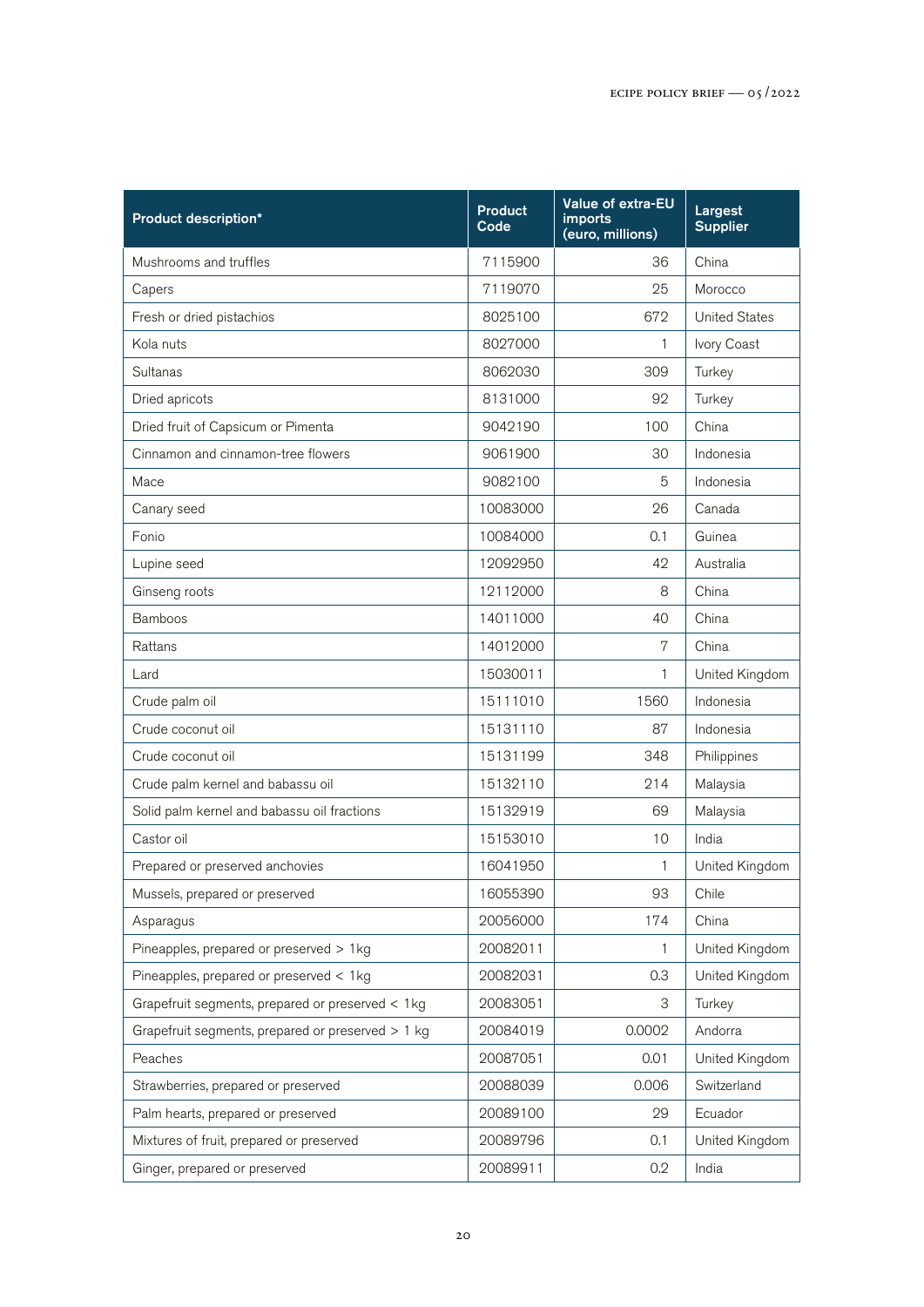| Product description* | Product Code | Value of extra-EU imports (euro, millions) | Largest Supplier |
|---|---|---|---|
| Mushrooms and truffles | 7115900 | 36 | China |
| Capers | 7119070 | 25 | Morocco |
| Fresh or dried pistachios | 8025100 | 672 | United States |
| Kola nuts | 8027000 | 1 | Ivory Coast |
| Sultanas | 8062030 | 309 | Turkey |
| Dried apricots | 8131000 | 92 | Turkey |
| Dried fruit of Capsicum or Pimenta | 9042190 | 100 | China |
| Cinnamon and cinnamon-tree flowers | 9061900 | 30 | Indonesia |
| Mace | 9082100 | 5 | Indonesia |
| Canary seed | 10083000 | 26 | Canada |
| Fonio | 10084000 | 0.1 | Guinea |
| Lupine seed | 12092950 | 42 | Australia |
| Ginseng roots | 12112000 | 8 | China |
| Bamboos | 14011000 | 40 | China |
| Rattans | 14012000 | 7 | China |
| Lard | 15030011 | 1 | United Kingdom |
| Crude palm oil | 15111010 | 1560 | Indonesia |
| Crude coconut oil | 15131110 | 87 | Indonesia |
| Crude coconut oil | 15131199 | 348 | Philippines |
| Crude palm kernel and babassu oil | 15132110 | 214 | Malaysia |
| Solid palm kernel and babassu oil fractions | 15132919 | 69 | Malaysia |
| Castor oil | 15153010 | 10 | India |
| Prepared or preserved anchovies | 16041950 | 1 | United Kingdom |
| Mussels, prepared or preserved | 16055390 | 93 | Chile |
| Asparagus | 20056000 | 174 | China |
| Pineapples, prepared or preserved > 1kg | 20082011 | 1 | United Kingdom |
| Pineapples, prepared or preserved < 1kg | 20082031 | 0.3 | United Kingdom |
| Grapefruit segments, prepared or preserved < 1kg | 20083051 | 3 | Turkey |
| Grapefruit segments, prepared or preserved > 1 kg | 20084019 | 0.0002 | Andorra |
| Peaches | 20087051 | 0.01 | United Kingdom |
| Strawberries, prepared or preserved | 20088039 | 0.006 | Switzerland |
| Palm hearts, prepared or preserved | 20089100 | 29 | Ecuador |
| Mixtures of fruit, prepared or preserved | 20089796 | 0.1 | United Kingdom |
| Ginger, prepared or preserved | 20089911 | 0.2 | India |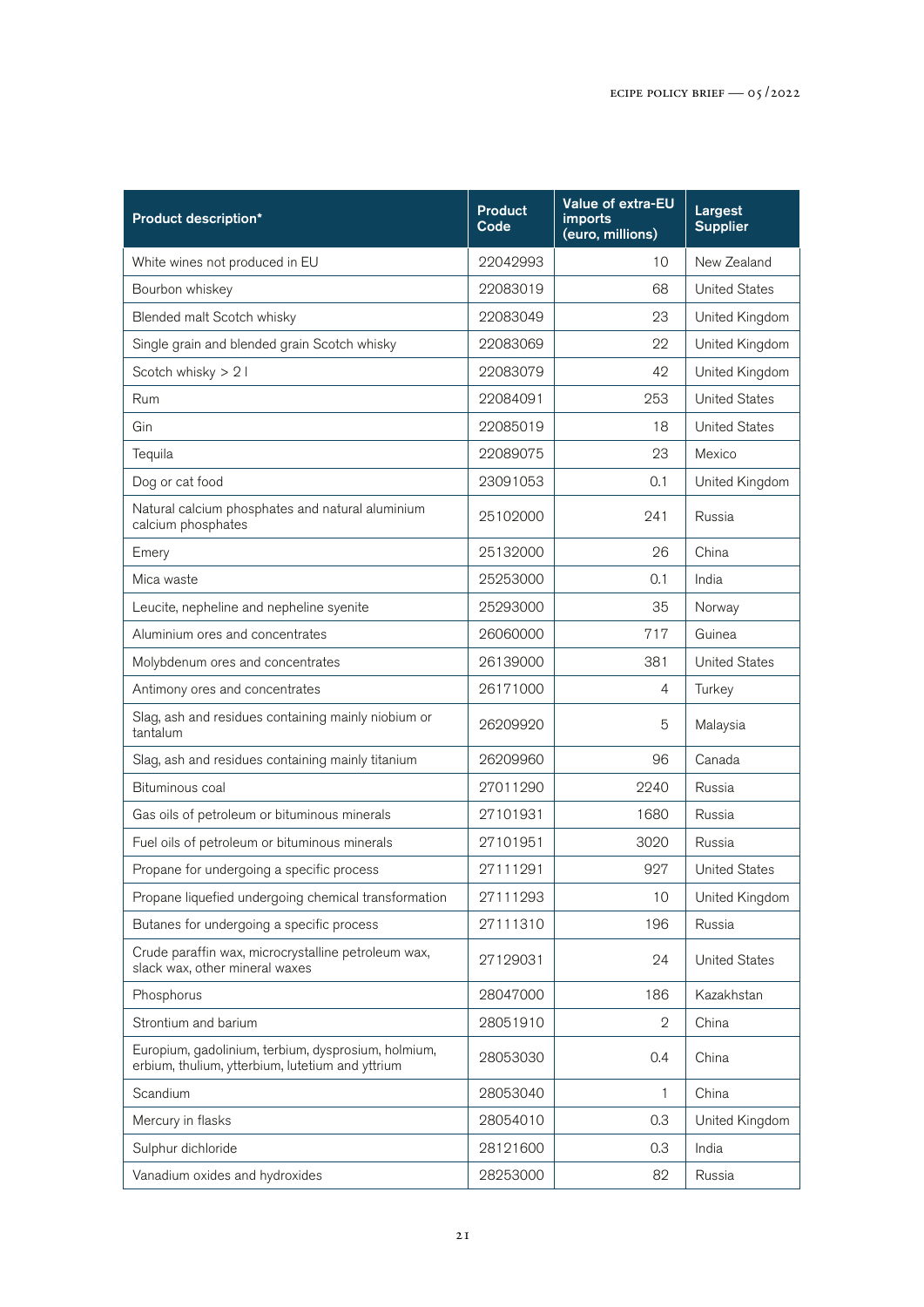| Product description* | Product Code | Value of extra-EU imports (euro, millions) | Largest Supplier |
|---|---|---|---|
| White wines not produced in EU | 22042993 | 10 | New Zealand |
| Bourbon whiskey | 22083019 | 68 | United States |
| Blended malt Scotch whisky | 22083049 | 23 | United Kingdom |
| Single grain and blended grain Scotch whisky | 22083069 | 22 | United Kingdom |
| Scotch whisky > 2 l | 22083079 | 42 | United Kingdom |
| Rum | 22084091 | 253 | United States |
| Gin | 22085019 | 18 | United States |
| Tequila | 22089075 | 23 | Mexico |
| Dog or cat food | 23091053 | 0.1 | United Kingdom |
| Natural calcium phosphates and natural aluminium calcium phosphates | 25102000 | 241 | Russia |
| Emery | 25132000 | 26 | China |
| Mica waste | 25253000 | 0.1 | India |
| Leucite, nepheline and nepheline syenite | 25293000 | 35 | Norway |
| Aluminium ores and concentrates | 26060000 | 717 | Guinea |
| Molybdenum ores and concentrates | 26139000 | 381 | United States |
| Antimony ores and concentrates | 26171000 | 4 | Turkey |
| Slag, ash and residues containing mainly niobium or tantalum | 26209920 | 5 | Malaysia |
| Slag, ash and residues containing mainly titanium | 26209960 | 96 | Canada |
| Bituminous coal | 27011290 | 2240 | Russia |
| Gas oils of petroleum or bituminous minerals | 27101931 | 1680 | Russia |
| Fuel oils of petroleum or bituminous minerals | 27101951 | 3020 | Russia |
| Propane for undergoing a specific process | 27111291 | 927 | United States |
| Propane liquefied undergoing chemical transformation | 27111293 | 10 | United Kingdom |
| Butanes for undergoing a specific process | 27111310 | 196 | Russia |
| Crude paraffin wax, microcrystalline petroleum wax, slack wax, other mineral waxes | 27129031 | 24 | United States |
| Phosphorus | 28047000 | 186 | Kazakhstan |
| Strontium and barium | 28051910 | 2 | China |
| Europium, gadolinium, terbium, dysprosium, holmium, erbium, thulium, ytterbium, lutetium and yttrium | 28053030 | 0.4 | China |
| Scandium | 28053040 | 1 | China |
| Mercury in flasks | 28054010 | 0.3 | United Kingdom |
| Sulphur dichloride | 28121600 | 0.3 | India |
| Vanadium oxides and hydroxides | 28253000 | 82 | Russia |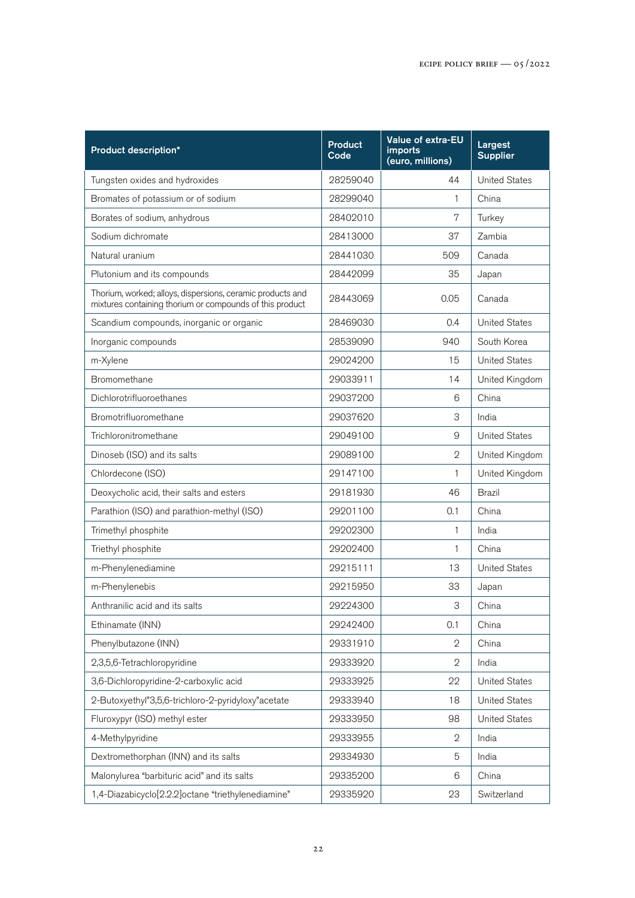| Product description* | Product Code | Value of extra-EU imports (euro, millions) | Largest Supplier |
|---|---|---|---|
| Tungsten oxides and hydroxides | 28259040 | 44 | United States |
| Bromates of potassium or of sodium | 28299040 | 1 | China |
| Borates of sodium, anhydrous | 28402010 | 7 | Turkey |
| Sodium dichromate | 28413000 | 37 | Zambia |
| Natural uranium | 28441030 | 509 | Canada |
| Plutonium and its compounds | 28442099 | 35 | Japan |
| Thorium, worked; alloys, dispersions, ceramic products and mixtures containing thorium or compounds of this product | 28443069 | 0.05 | Canada |
| Scandium compounds, inorganic or organic | 28469030 | 0.4 | United States |
| Inorganic compounds | 28539090 | 940 | South Korea |
| m-Xylene | 29024200 | 15 | United States |
| Bromomethane | 29033911 | 14 | United Kingdom |
| Dichlorotrifluoroethanes | 29037200 | 6 | China |
| Bromotrifluoromethane | 29037620 | 3 | India |
| Trichloronitromethane | 29049100 | 9 | United States |
| Dinoseb (ISO) and its salts | 29089100 | 2 | United Kingdom |
| Chlordecone (ISO) | 29147100 | 1 | United Kingdom |
| Deoxycholic acid, their salts and esters | 29181930 | 46 | Brazil |
| Parathion (ISO) and parathion-methyl (ISO) | 29201100 | 0.1 | China |
| Trimethyl phosphite | 29202300 | 1 | India |
| Triethyl phosphite | 29202400 | 1 | China |
| m-Phenylenediamine | 29215111 | 13 | United States |
| m-Phenylenebis | 29215950 | 33 | Japan |
| Anthranilic acid and its salts | 29224300 | 3 | China |
| Ethinamate (INN) | 29242400 | 0.1 | China |
| Phenylbutazone (INN) | 29331910 | 2 | China |
| 2,3,5,6-Tetrachloropyridine | 29333920 | 2 | India |
| 3,6-Dichloropyridine-2-carboxylic acid | 29333925 | 22 | United States |
| 2-Butoxyethyl"3,5,6-trichloro-2-pyridyloxy"acetate | 29333940 | 18 | United States |
| Fluroxypyr (ISO) methyl ester | 29333950 | 98 | United States |
| 4-Methylpyridine | 29333955 | 2 | India |
| Dextromethorphan (INN) and its salts | 29334930 | 5 | India |
| Malonylurea "barbituric acid" and its salts | 29335200 | 6 | China |
| 1,4-Diazabicyclo[2.2.2]octane "triethylenediamine" | 29335920 | 23 | Switzerland |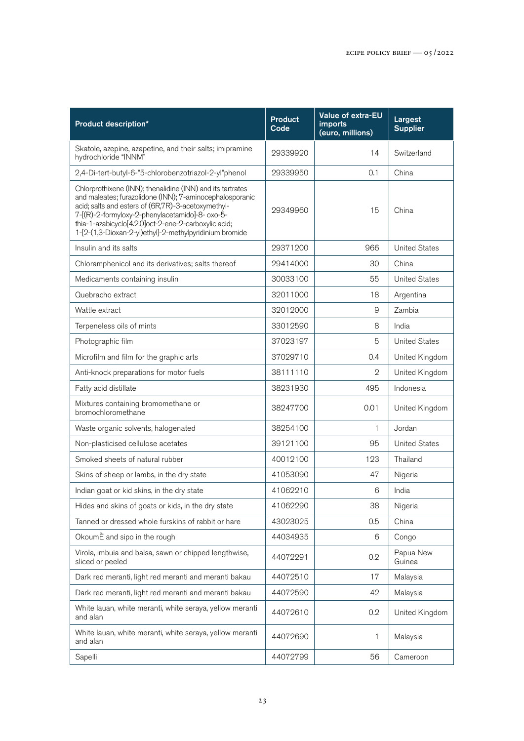| Product description* | Product Code | Value of extra-EU imports (euro, millions) | Largest Supplier |
|---|---|---|---|
| Skatole, azepine, azapetine, and their salts; imipramine hydrochloride "INNM" | 29339920 | 14 | Switzerland |
| 2,4-Di-tert-butyl-6-"5-chlorobenzotriazol-2-yl"phenol | 29339950 | 0.1 | China |
| Chlorprothixene (INN); thenalidine (INN) and its tartrates and maleates; furazolidone (INN); 7-aminocephalosporanic acid; salts and esters of (6R,7R)-3-acetoxymethyl-7-[(R)-2-formyloxy-2-phenylacetamido]-8- oxo-5-thia-1-azabicyclo[4.2.0]oct-2-ene-2-carboxylic acid; 1-[2-(1,3-Dioxan-2-yl)ethyl]-2-methylpyridinium bromide | 29349960 | 15 | China |
| Insulin and its salts | 29371200 | 966 | United States |
| Chloramphenicol and its derivatives; salts thereof | 29414000 | 30 | China |
| Medicaments containing insulin | 30033100 | 55 | United States |
| Quebracho extract | 32011000 | 18 | Argentina |
| Wattle extract | 32012000 | 9 | Zambia |
| Terpeneless oils of mints | 33012590 | 8 | India |
| Photographic film | 37023197 | 5 | United States |
| Microfilm and film for the graphic arts | 37029710 | 0.4 | United Kingdom |
| Anti-knock preparations for motor fuels | 38111110 | 2 | United Kingdom |
| Fatty acid distillate | 38231930 | 495 | Indonesia |
| Mixtures containing bromomethane or bromochloromethane | 38247700 | 0.01 | United Kingdom |
| Waste organic solvents, halogenated | 38254100 | 1 | Jordan |
| Non-plasticised cellulose acetates | 39121100 | 95 | United States |
| Smoked sheets of natural rubber | 40012100 | 123 | Thailand |
| Skins of sheep or lambs, in the dry state | 41053090 | 47 | Nigeria |
| Indian goat or kid skins, in the dry state | 41062210 | 6 | India |
| Hides and skins of goats or kids, in the dry state | 41062290 | 38 | Nigeria |
| Tanned or dressed whole furskins of rabbit or hare | 43023025 | 0.5 | China |
| OkoumÈ and sipo in the rough | 44034935 | 6 | Congo |
| Virola, imbuia and balsa, sawn or chipped lengthwise, sliced or peeled | 44072291 | 0.2 | Papua New Guinea |
| Dark red meranti, light red meranti and meranti bakau | 44072510 | 17 | Malaysia |
| Dark red meranti, light red meranti and meranti bakau | 44072590 | 42 | Malaysia |
| White lauan, white meranti, white seraya, yellow meranti and alan | 44072610 | 0.2 | United Kingdom |
| White lauan, white meranti, white seraya, yellow meranti and alan | 44072690 | 1 | Malaysia |
| Sapelli | 44072799 | 56 | Cameroon |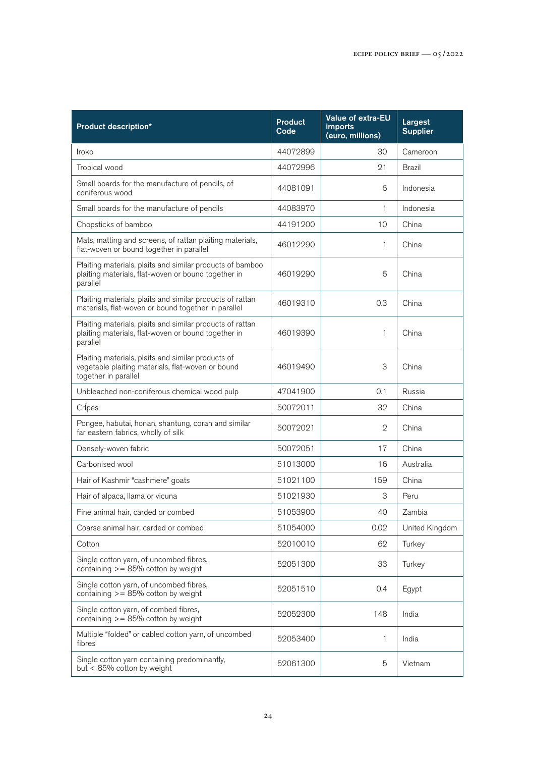| Product description* | Product Code | Value of extra-EU imports (euro, millions) | Largest Supplier |
|---|---|---|---|
| Iroko | 44072899 | 30 | Cameroon |
| Tropical wood | 44072996 | 21 | Brazil |
| Small boards for the manufacture of pencils, of coniferous wood | 44081091 | 6 | Indonesia |
| Small boards for the manufacture of pencils | 44083970 | 1 | Indonesia |
| Chopsticks of bamboo | 44191200 | 10 | China |
| Mats, matting and screens, of rattan plaiting materials, flat-woven or bound together in parallel | 46012290 | 1 | China |
| Plaiting materials, plaits and similar products of bamboo plaiting materials, flat-woven or bound together in parallel | 46019290 | 6 | China |
| Plaiting materials, plaits and similar products of rattan materials, flat-woven or bound together in parallel | 46019310 | 0.3 | China |
| Plaiting materials, plaits and similar products of rattan plaiting materials, flat-woven or bound together in parallel | 46019390 | 1 | China |
| Plaiting materials, plaits and similar products of vegetable plaiting materials, flat-woven or bound together in parallel | 46019490 | 3 | China |
| Unbleached non-coniferous chemical wood pulp | 47041900 | 0.1 | Russia |
| CrÍpes | 50072011 | 32 | China |
| Pongee, habutai, honan, shantung, corah and similar far eastern fabrics, wholly of silk | 50072021 | 2 | China |
| Densely-woven fabric | 50072051 | 17 | China |
| Carbonised wool | 51013000 | 16 | Australia |
| Hair of Kashmir "cashmere" goats | 51021100 | 159 | China |
| Hair of alpaca, llama or vicuna | 51021930 | 3 | Peru |
| Fine animal hair, carded or combed | 51053900 | 40 | Zambia |
| Coarse animal hair, carded or combed | 51054000 | 0.02 | United Kingdom |
| Cotton | 52010010 | 62 | Turkey |
| Single cotton yarn, of uncombed fibres, containing >= 85% cotton by weight | 52051300 | 33 | Turkey |
| Single cotton yarn, of uncombed fibres, containing >= 85% cotton by weight | 52051510 | 0.4 | Egypt |
| Single cotton yarn, of combed fibres, containing >= 85% cotton by weight | 52052300 | 148 | India |
| Multiple "folded" or cabled cotton yarn, of uncombed fibres | 52053400 | 1 | India |
| Single cotton yarn containing predominantly, but < 85% cotton by weight | 52061300 | 5 | Vietnam |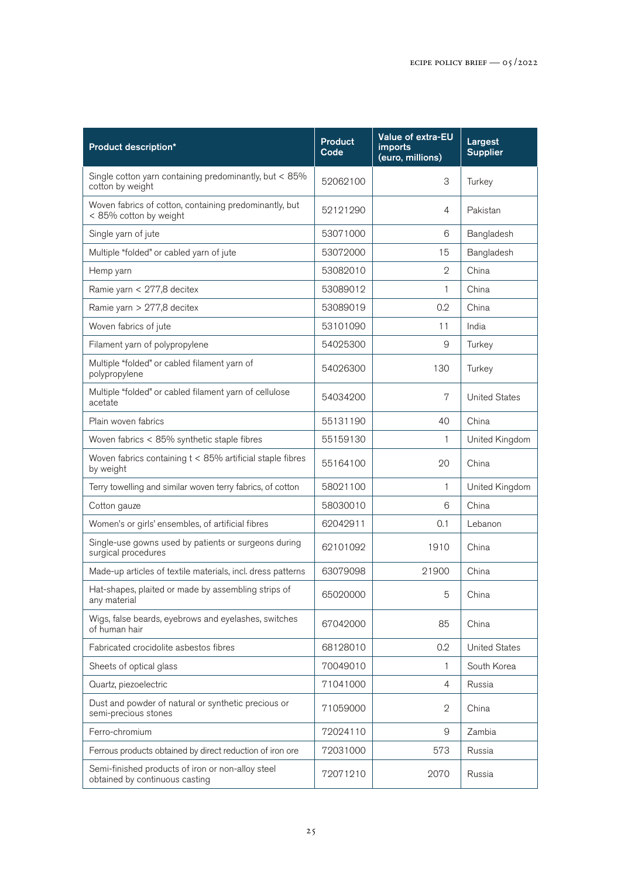| Product description* | Product Code | Value of extra-EU imports (euro, millions) | Largest Supplier |
|---|---|---|---|
| Single cotton yarn containing predominantly, but < 85% cotton by weight | 52062100 | 3 | Turkey |
| Woven fabrics of cotton, containing predominantly, but < 85% cotton by weight | 52121290 | 4 | Pakistan |
| Single yarn of jute | 53071000 | 6 | Bangladesh |
| Multiple "folded" or cabled yarn of jute | 53072000 | 15 | Bangladesh |
| Hemp yarn | 53082010 | 2 | China |
| Ramie yarn < 277,8 decitex | 53089012 | 1 | China |
| Ramie yarn > 277,8 decitex | 53089019 | 0.2 | China |
| Woven fabrics of jute | 53101090 | 11 | India |
| Filament yarn of polypropylene | 54025300 | 9 | Turkey |
| Multiple "folded" or cabled filament yarn of polypropylene | 54026300 | 130 | Turkey |
| Multiple "folded" or cabled filament yarn of cellulose acetate | 54034200 | 7 | United States |
| Plain woven fabrics | 55131190 | 40 | China |
| Woven fabrics < 85% synthetic staple fibres | 55159130 | 1 | United Kingdom |
| Woven fabrics containing t < 85% artificial staple fibres by weight | 55164100 | 20 | China |
| Terry towelling and similar woven terry fabrics, of cotton | 58021100 | 1 | United Kingdom |
| Cotton gauze | 58030010 | 6 | China |
| Women's or girls' ensembles, of artificial fibres | 62042911 | 0.1 | Lebanon |
| Single-use gowns used by patients or surgeons during surgical procedures | 62101092 | 1910 | China |
| Made-up articles of textile materials, incl. dress patterns | 63079098 | 21900 | China |
| Hat-shapes, plaited or made by assembling strips of any material | 65020000 | 5 | China |
| Wigs, false beards, eyebrows and eyelashes, switches of human hair | 67042000 | 85 | China |
| Fabricated crocidolite asbestos fibres | 68128010 | 0.2 | United States |
| Sheets of optical glass | 70049010 | 1 | South Korea |
| Quartz, piezoelectric | 71041000 | 4 | Russia |
| Dust and powder of natural or synthetic precious or semi-precious stones | 71059000 | 2 | China |
| Ferro-chromium | 72024110 | 9 | Zambia |
| Ferrous products obtained by direct reduction of iron ore | 72031000 | 573 | Russia |
| Semi-finished products of iron or non-alloy steel obtained by continuous casting | 72071210 | 2070 | Russia |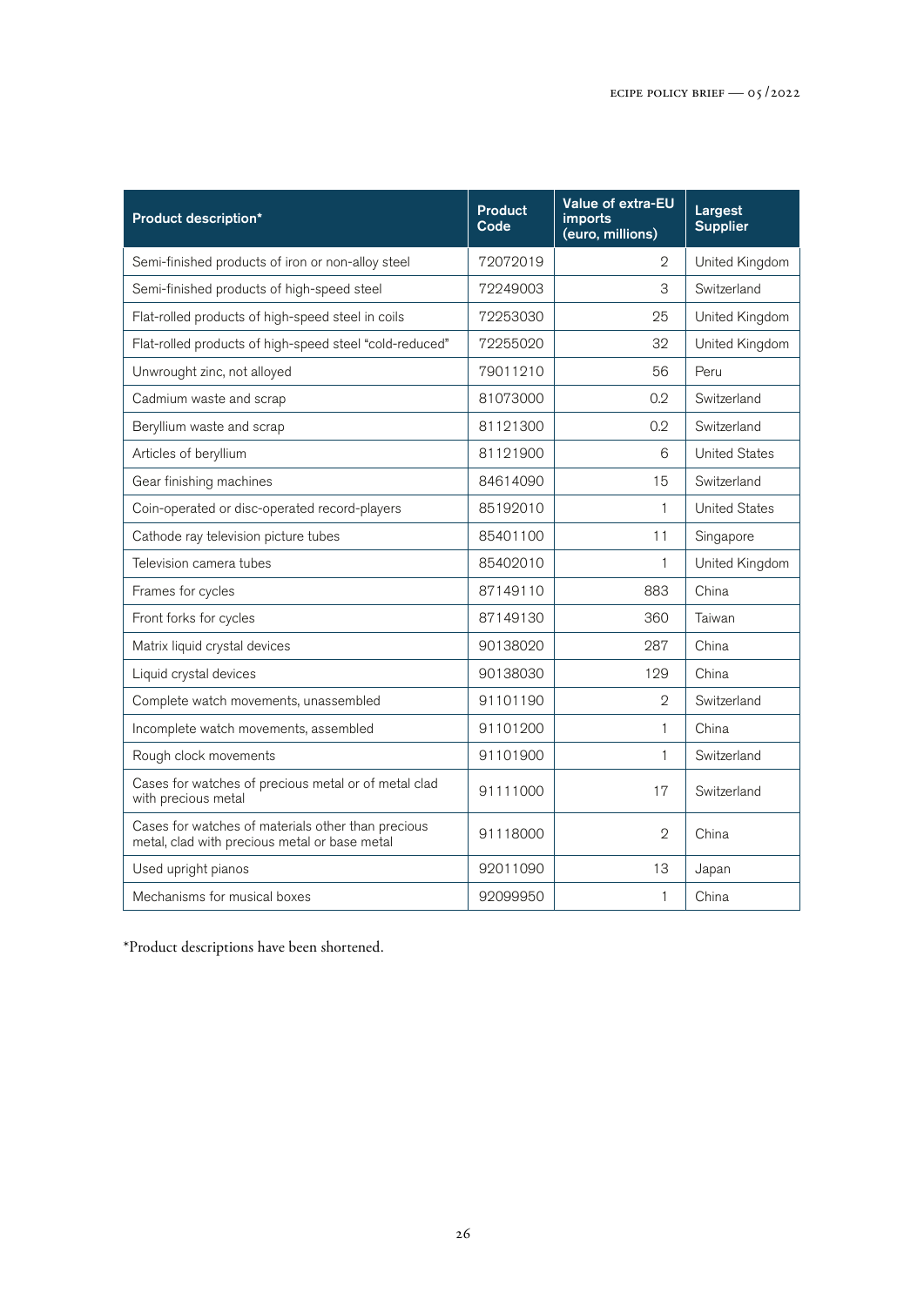| Product description* | Product Code | Value of extra-EU imports (euro, millions) | Largest Supplier |
|---|---|---|---|
| Semi-finished products of iron or non-alloy steel | 72072019 | 2 | United Kingdom |
| Semi-finished products of high-speed steel | 72249003 | 3 | Switzerland |
| Flat-rolled products of high-speed steel in coils | 72253030 | 25 | United Kingdom |
| Flat-rolled products of high-speed steel "cold-reduced" | 72255020 | 32 | United Kingdom |
| Unwrought zinc, not alloyed | 79011210 | 56 | Peru |
| Cadmium waste and scrap | 81073000 | 0.2 | Switzerland |
| Beryllium waste and scrap | 81121300 | 0.2 | Switzerland |
| Articles of beryllium | 81121900 | 6 | United States |
| Gear finishing machines | 84614090 | 15 | Switzerland |
| Coin-operated or disc-operated record-players | 85192010 | 1 | United States |
| Cathode ray television picture tubes | 85401100 | 11 | Singapore |
| Television camera tubes | 85402010 | 1 | United Kingdom |
| Frames for cycles | 87149110 | 883 | China |
| Front forks for cycles | 87149130 | 360 | Taiwan |
| Matrix liquid crystal devices | 90138020 | 287 | China |
| Liquid crystal devices | 90138030 | 129 | China |
| Complete watch movements, unassembled | 91101190 | 2 | Switzerland |
| Incomplete watch movements, assembled | 91101200 | 1 | China |
| Rough clock movements | 91101900 | 1 | Switzerland |
| Cases for watches of precious metal or of metal clad with precious metal | 91111000 | 17 | Switzerland |
| Cases for watches of materials other than precious metal, clad with precious metal or base metal | 91118000 | 2 | China |
| Used upright pianos | 92011090 | 13 | Japan |
| Mechanisms for musical boxes | 92099950 | 1 | China |

*Product descriptions have been shortened.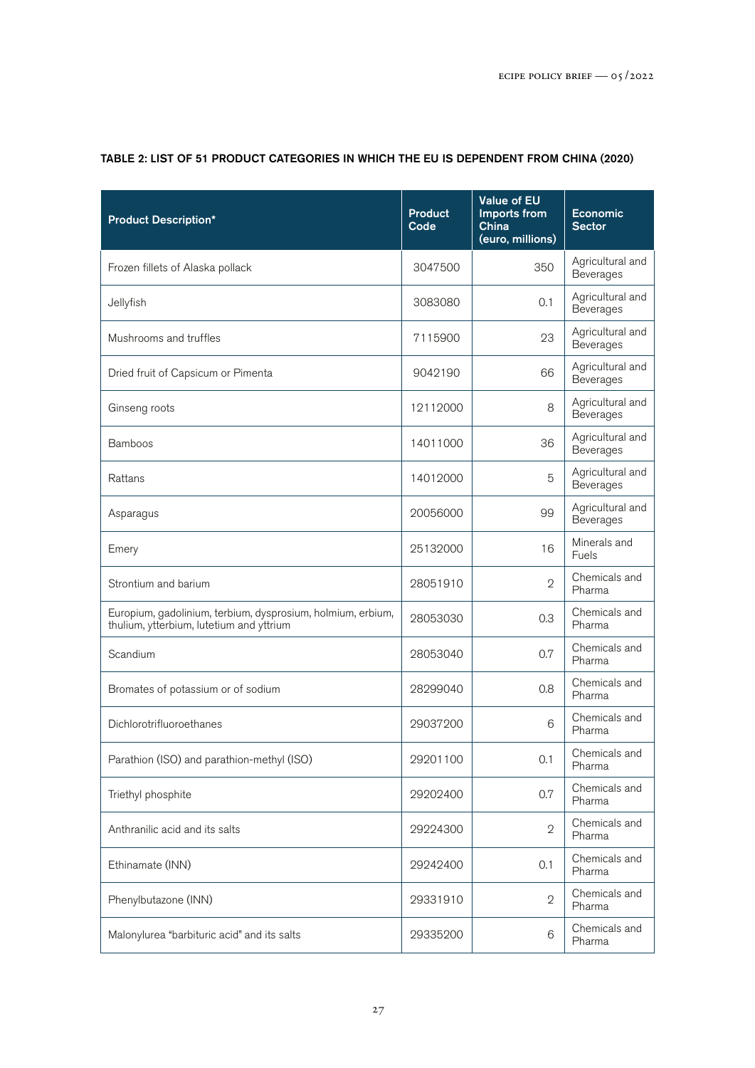**TABLE 2: LIST OF 51 PRODUCT CATEGORIES IN WHICH THE EU IS DEPENDENT FROM CHINA (2020)**

| Product Description* | Product Code | Value of EU Imports from China (euro, millions) | Economic Sector |
|---|---|---|---|
| Frozen fillets of Alaska pollack | 3047500 | 350 | Agricultural and Beverages |
| Jellyfish | 3083080 | 0.1 | Agricultural and Beverages |
| Mushrooms and truffles | 7115900 | 23 | Agricultural and Beverages |
| Dried fruit of Capsicum or Pimenta | 9042190 | 66 | Agricultural and Beverages |
| Ginseng roots | 12112000 | 8 | Agricultural and Beverages |
| Bamboos | 14011000 | 36 | Agricultural and Beverages |
| Rattans | 14012000 | 5 | Agricultural and Beverages |
| Asparagus | 20056000 | 99 | Agricultural and Beverages |
| Emery | 25132000 | 16 | Minerals and Fuels |
| Strontium and barium | 28051910 | 2 | Chemicals and Pharma |
| Europium, gadolinium, terbium, dysprosium, holmium, erbium, thulium, ytterbium, lutetium and yttrium | 28053030 | 0.3 | Chemicals and Pharma |
| Scandium | 28053040 | 0.7 | Chemicals and Pharma |
| Bromates of potassium or of sodium | 28299040 | 0.8 | Chemicals and Pharma |
| Dichlorotrifluoroethanes | 29037200 | 6 | Chemicals and Pharma |
| Parathion (ISO) and parathion-methyl (ISO) | 29201100 | 0.1 | Chemicals and Pharma |
| Triethyl phosphite | 29202400 | 0.7 | Chemicals and Pharma |
| Anthranilic acid and its salts | 29224300 | 2 | Chemicals and Pharma |
| Ethinamate (INN) | 29242400 | 0.1 | Chemicals and Pharma |
| Phenylbutazone (INN) | 29331910 | 2 | Chemicals and Pharma |
| Malonylurea "barbituric acid" and its salts | 29335200 | 6 | Chemicals and Pharma |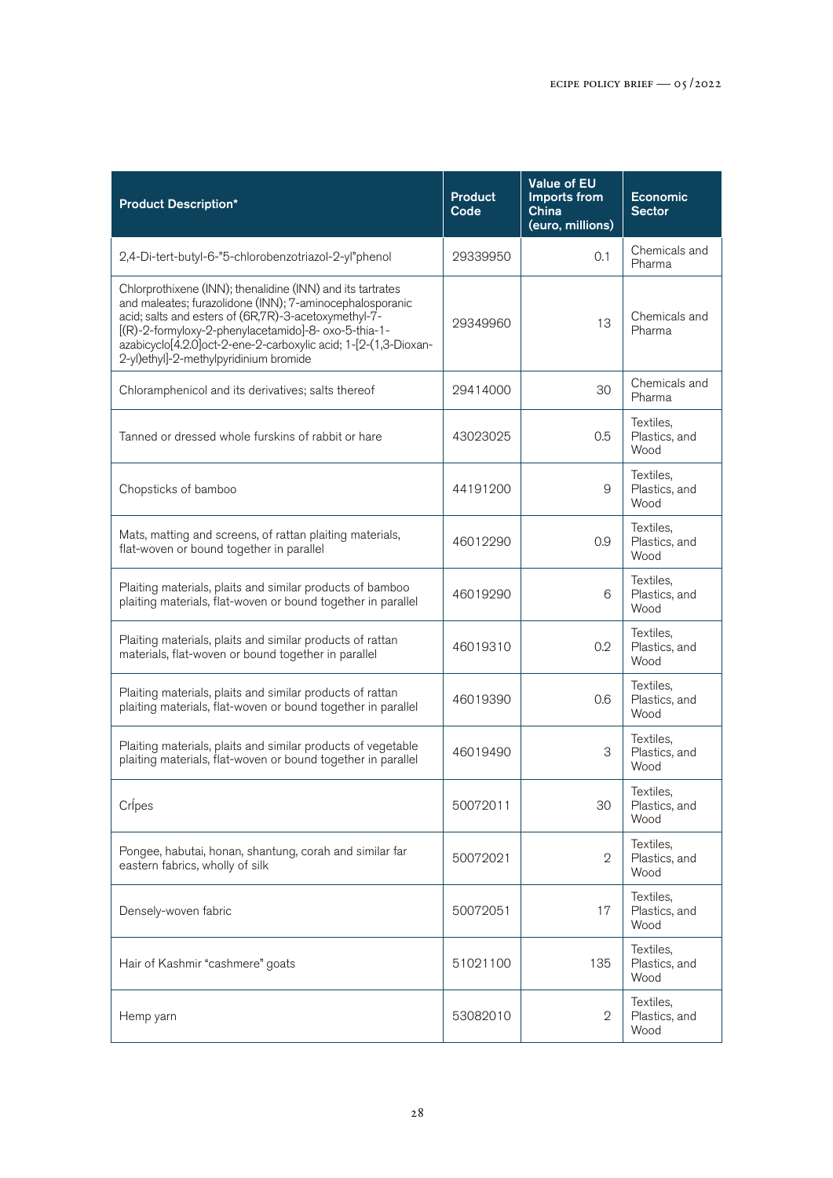| Product Description* | Product Code | Value of EU Imports from China (euro, millions) | Economic Sector |
|---|---|---|---|
| 2,4-Di-tert-butyl-6-"5-chlorobenzotriazol-2-yl"phenol | 29339950 | 0.1 | Chemicals and Pharma |
| Chlorprothixene (INN); thenalidine (INN) and its tartrates and maleates; furazolidone (INN); 7-aminocephalosporanic acid; salts and esters of (6R,7R)-3-acetoxymethyl-7-[(R)-2-formyloxy-2-phenylacetamido]-8- oxo-5-thia-1-azabicyclo[4.2.0]oct-2-ene-2-carboxylic acid; 1-[2-(1,3-Dioxan-2-yl)ethyl]-2-methylpyridinium bromide | 29349960 | 13 | Chemicals and Pharma |
| Chloramphenicol and its derivatives; salts thereof | 29414000 | 30 | Chemicals and Pharma |
| Tanned or dressed whole furskins of rabbit or hare | 43023025 | 0.5 | Textiles, Plastics, and Wood |
| Chopsticks of bamboo | 44191200 | 9 | Textiles, Plastics, and Wood |
| Mats, matting and screens, of rattan plaiting materials, flat-woven or bound together in parallel | 46012290 | 0.9 | Textiles, Plastics, and Wood |
| Plaiting materials, plaits and similar products of bamboo plaiting materials, flat-woven or bound together in parallel | 46019290 | 6 | Textiles, Plastics, and Wood |
| Plaiting materials, plaits and similar products of rattan materials, flat-woven or bound together in parallel | 46019310 | 0.2 | Textiles, Plastics, and Wood |
| Plaiting materials, plaits and similar products of rattan plaiting materials, flat-woven or bound together in parallel | 46019390 | 0.6 | Textiles, Plastics, and Wood |
| Plaiting materials, plaits and similar products of vegetable plaiting materials, flat-woven or bound together in parallel | 46019490 | 3 | Textiles, Plastics, and Wood |
| CrÍpes | 50072011 | 30 | Textiles, Plastics, and Wood |
| Pongee, habutai, honan, shantung, corah and similar far eastern fabrics, wholly of silk | 50072021 | 2 | Textiles, Plastics, and Wood |
| Densely-woven fabric | 50072051 | 17 | Textiles, Plastics, and Wood |
| Hair of Kashmir "cashmere" goats | 51021100 | 135 | Textiles, Plastics, and Wood |
| Hemp yarn | 53082010 | 2 | Textiles, Plastics, and Wood |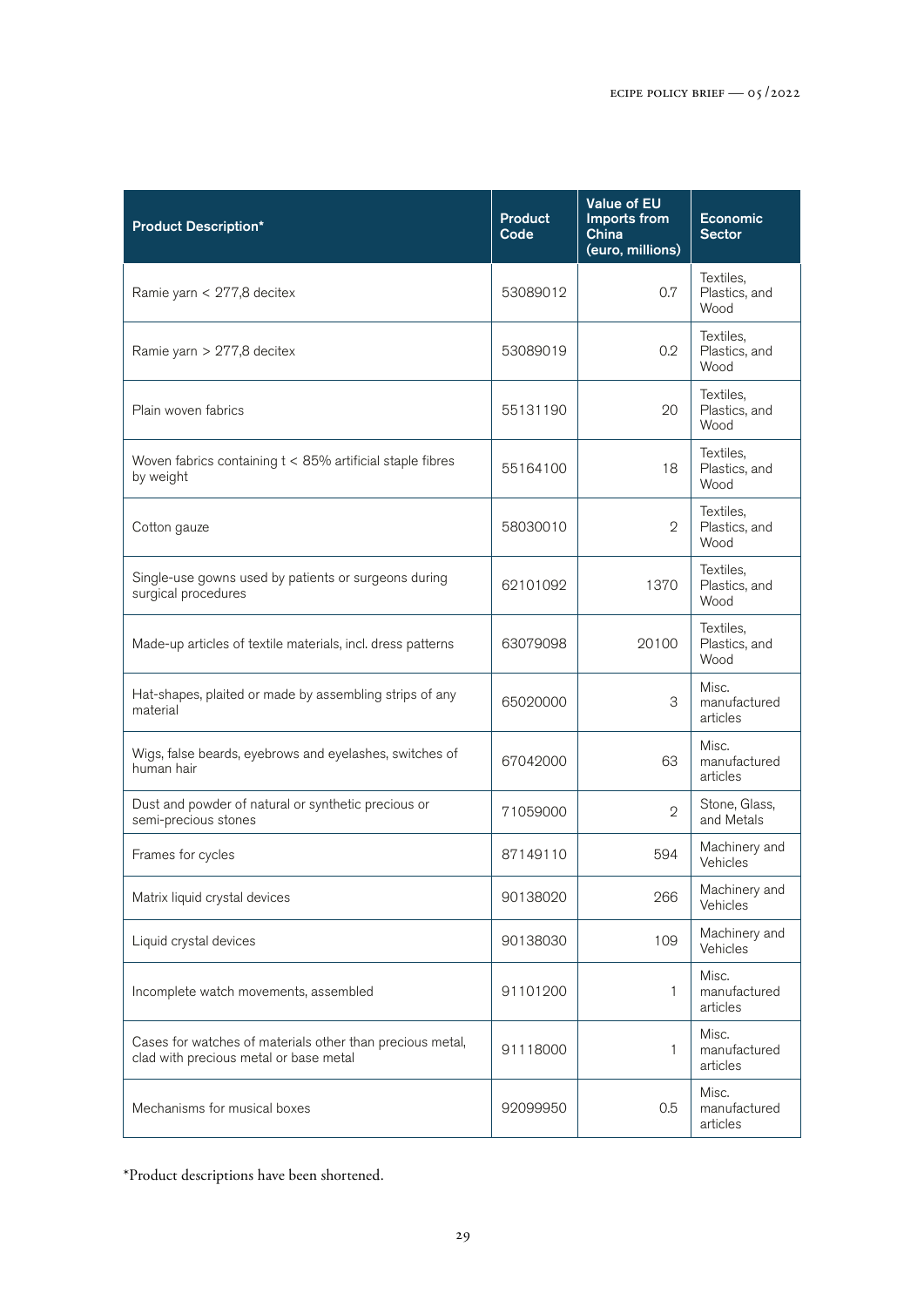| Product Description* | Product Code | Value of EU Imports from China (euro, millions) | Economic Sector |
|---|---|---|---|
| Ramie yarn < 277,8 decitex | 53089012 | 0.7 | Textiles, Plastics, and Wood |
| Ramie yarn > 277,8 decitex | 53089019 | 0.2 | Textiles, Plastics, and Wood |
| Plain woven fabrics | 55131190 | 20 | Textiles, Plastics, and Wood |
| Woven fabrics containing t < 85% artificial staple fibres by weight | 55164100 | 18 | Textiles, Plastics, and Wood |
| Cotton gauze | 58030010 | 2 | Textiles, Plastics, and Wood |
| Single-use gowns used by patients or surgeons during surgical procedures | 62101092 | 1370 | Textiles, Plastics, and Wood |
| Made-up articles of textile materials, incl. dress patterns | 63079098 | 20100 | Textiles, Plastics, and Wood |
| Hat-shapes, plaited or made by assembling strips of any material | 65020000 | 3 | Misc. manufactured articles |
| Wigs, false beards, eyebrows and eyelashes, switches of human hair | 67042000 | 63 | Misc. manufactured articles |
| Dust and powder of natural or synthetic precious or semi-precious stones | 71059000 | 2 | Stone, Glass, and Metals |
| Frames for cycles | 87149110 | 594 | Machinery and Vehicles |
| Matrix liquid crystal devices | 90138020 | 266 | Machinery and Vehicles |
| Liquid crystal devices | 90138030 | 109 | Machinery and Vehicles |
| Incomplete watch movements, assembled | 91101200 | 1 | Misc. manufactured articles |
| Cases for watches of materials other than precious metal, clad with precious metal or base metal | 91118000 | 1 | Misc. manufactured articles |
| Mechanisms for musical boxes | 92099950 | 0.5 | Misc. manufactured articles |

*Product descriptions have been shortened.